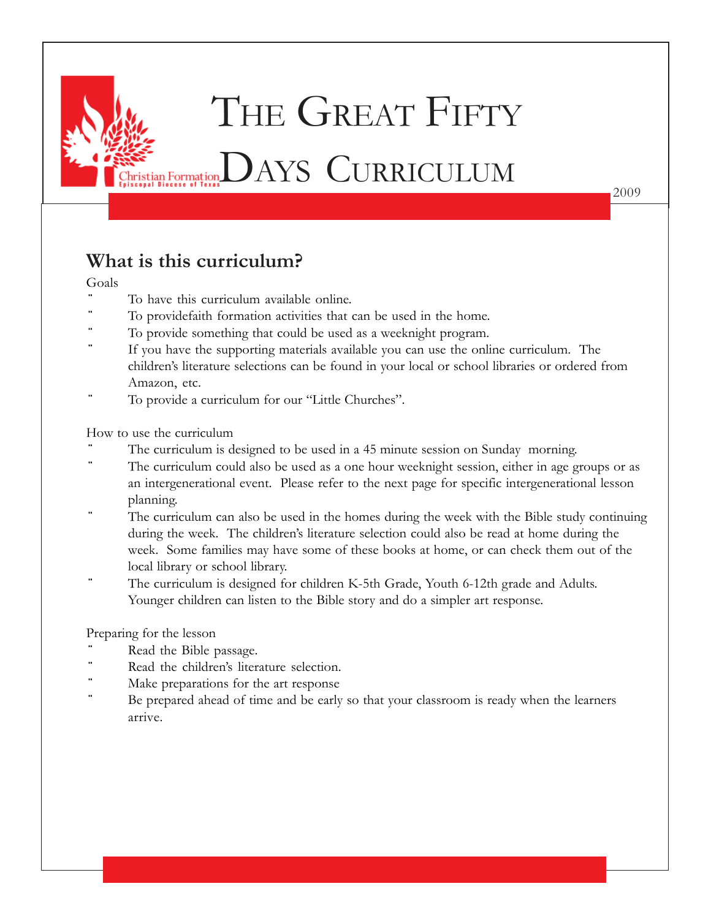Christian Formation
Episcopal Diocese of Texas

# The Great Fifty Days Curriculum

2009

## What is this curriculum?

Goals

- To have this curriculum available online.
- To providefaith formation activities that can be used in the home.
- To provide something that could be used as a weeknight program.
- If you have the supporting materials available you can use the online curriculum. The children's literature selections can be found in your local or school libraries or ordered from Amazon, etc.
- To provide a curriculum for our "Little Churches".

How to use the curriculum

- The curriculum is designed to be used in a 45 minute session on Sunday morning.
- The curriculum could also be used as a one hour weeknight session, either in age groups or as an intergenerational event. Please refer to the next page for specific intergenerational lesson planning.
- The curriculum can also be used in the homes during the week with the Bible study continuing during the week. The children's literature selection could also be read at home during the week. Some families may have some of these books at home, or can check them out of the local library or school library.
- The curriculum is designed for children K-5th Grade, Youth 6-12th grade and Adults. Younger children can listen to the Bible story and do a simpler art response.

Preparing for the lesson

- Read the Bible passage.
- Read the children's literature selection.
- Make preparations for the art response
- Be prepared ahead of time and be early so that your classroom is ready when the learners arrive.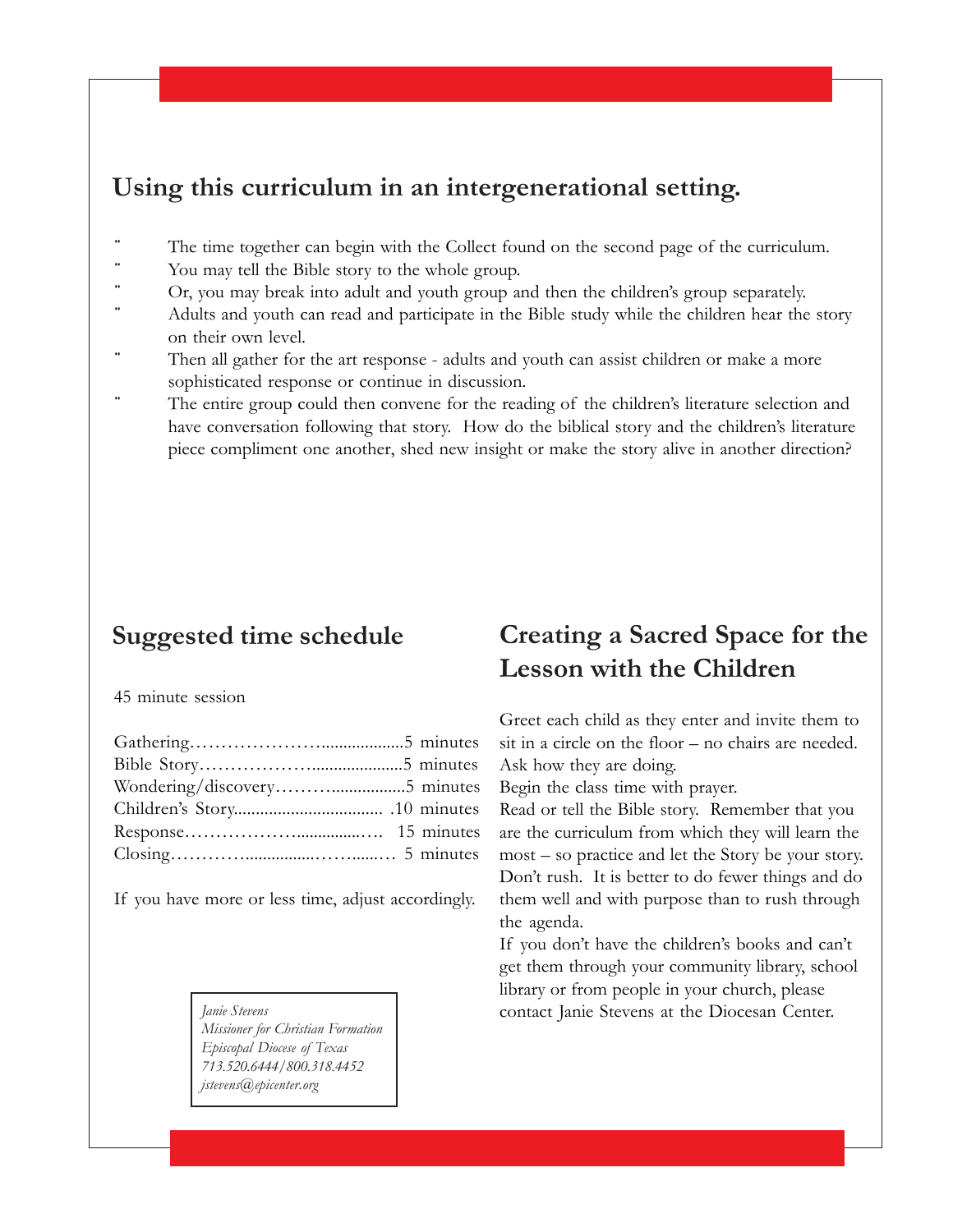## Using this curriculum in an intergenerational setting.

- The time together can begin with the Collect found on the second page of the curriculum.
- You may tell the Bible story to the whole group.
- Or, you may break into adult and youth group and then the children's group separately.
- Adults and youth can read and participate in the Bible study while the children hear the story on their own level.
- Then all gather for the art response - adults and youth can assist children or make a more sophisticated response or continue in discussion.
- The entire group could then convene for the reading of the children's literature selection and have conversation following that story. How do the biblical story and the children's literature piece compliment one another, shed new insight or make the story alive in another direction?

## Suggested time schedule

45 minute session

| | |
|---|---|
| Gathering | 5 minutes |
| Bible Story | 5 minutes |
| Wondering/discovery | 5 minutes |
| Children's Story | 10 minutes |
| Response | 15 minutes |
| Closing | 5 minutes |

If you have more or less time, adjust accordingly.

*Janie Stevens*
*Missioner for Christian Formation*
*Episcopal Diocese of Texas*
*713.520.6444/800.318.4452*
*jstevens@epicenter.org*

## Creating a Sacred Space for the Lesson with the Children

Greet each child as they enter and invite them to sit in a circle on the floor – no chairs are needed. Ask how they are doing.

Begin the class time with prayer.

Read or tell the Bible story. Remember that you are the curriculum from which they will learn the most – so practice and let the Story be your story. Don't rush. It is better to do fewer things and do them well and with purpose than to rush through the agenda.

If you don't have the children's books and can't get them through your community library, school library or from people in your church, please contact Janie Stevens at the Diocesan Center.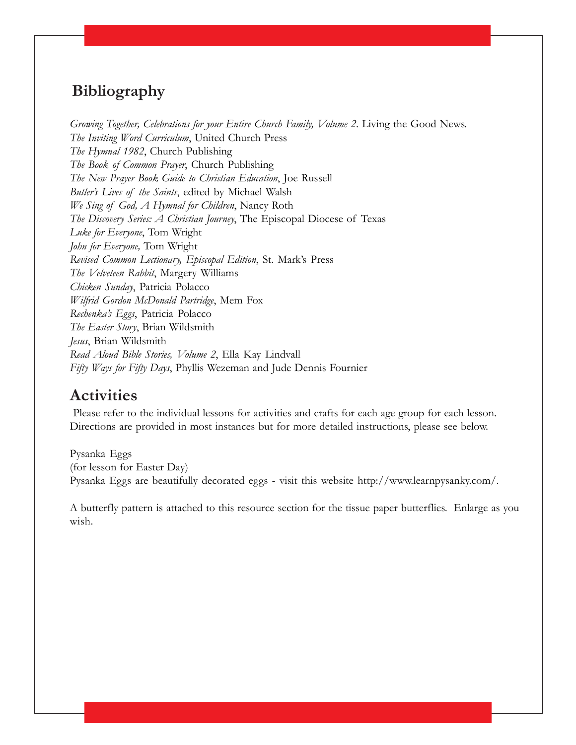## Bibliography

*Growing Together, Celebrations for your Entire Church Family, Volume 2*. Living the Good News.
*The Inviting Word Curriculum*, United Church Press
*The Hymnal 1982*, Church Publishing
*The Book of Common Prayer*, Church Publishing
*The New Prayer Book Guide to Christian Education*, Joe Russell
*Butler's Lives of the Saints*, edited by Michael Walsh
*We Sing of God, A Hymnal for Children*, Nancy Roth
*The Discovery Series: A Christian Journey*, The Episcopal Diocese of Texas
*Luke for Everyone*, Tom Wright
*John for Everyone,* Tom Wright
*Revised Common Lectionary, Episcopal Edition*, St. Mark's Press
*The Velveteen Rabbit*, Margery Williams
*Chicken Sunday*, Patricia Polacco
*Wilfrid Gordon McDonald Partridge*, Mem Fox
*Rechenka's Eggs*, Patricia Polacco
*The Easter Story*, Brian Wildsmith
*Jesus*, Brian Wildsmith
*Read Aloud Bible Stories, Volume 2*, Ella Kay Lindvall
*Fifty Ways for Fifty Days*, Phyllis Wezeman and Jude Dennis Fournier

## Activities

Please refer to the individual lessons for activities and crafts for each age group for each lesson. Directions are provided in most instances but for more detailed instructions, please see below.

Pysanka Eggs
(for lesson for Easter Day)
Pysanka Eggs are beautifully decorated eggs - visit this website http://www.learnpysanky.com/.

A butterfly pattern is attached to this resource section for the tissue paper butterflies. Enlarge as you wish.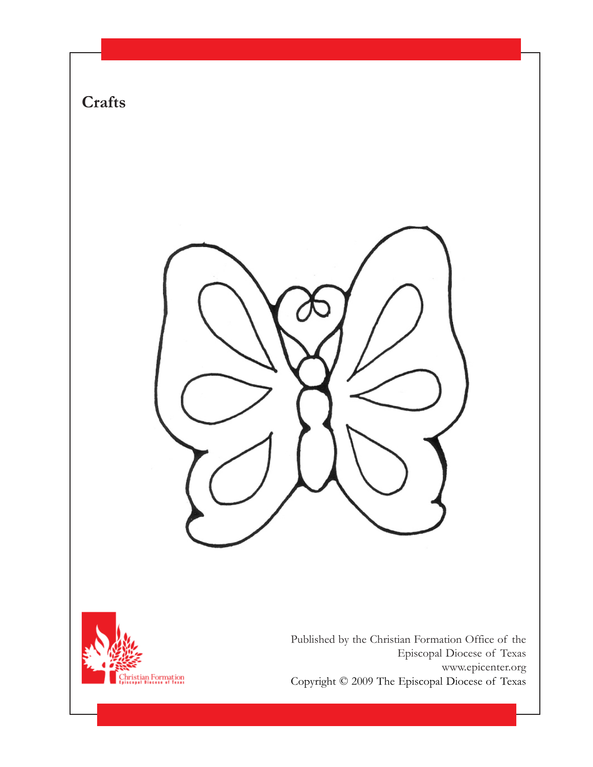**Crafts**

Published by the Christian Formation Office of the Episcopal Diocese of Texas
www.epicenter.org
Copyright © 2009 The Episcopal Diocese of Texas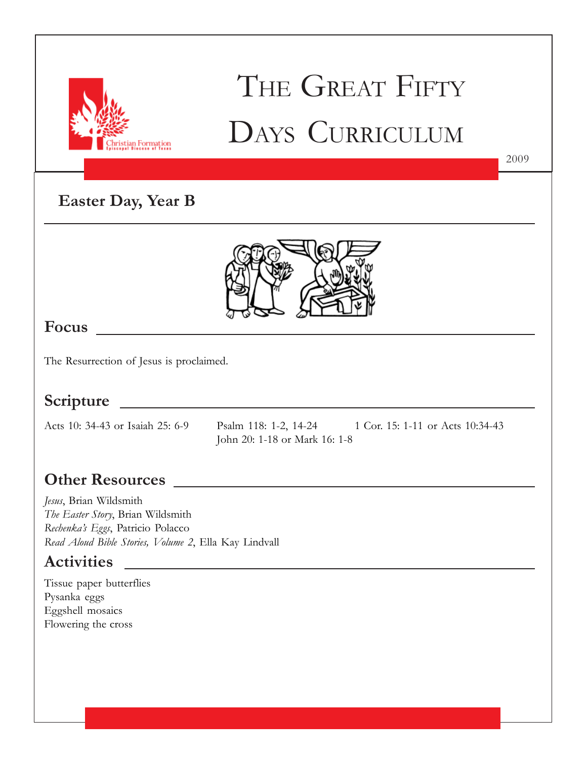# The Great Fifty Days Curriculum

2009

## Easter Day, Year B

## Focus

The Resurrection of Jesus is proclaimed.

## Scripture

Acts 10: 34-43 or Isaiah 25: 6-9

Psalm 118: 1-2, 14-24

1 Cor. 15: 1-11 or Acts 10:34-43

John 20: 1-18 or Mark 16: 1-8

## Other Resources

*Jesus*, Brian Wildsmith
*The Easter Story*, Brian Wildsmith
*Rechenka's Eggs*, Patricio Polacco
*Read Aloud Bible Stories, Volume 2*, Ella Kay Lindvall

## Activities

Tissue paper butterflies
Pysanka eggs
Eggshell mosaics
Flowering the cross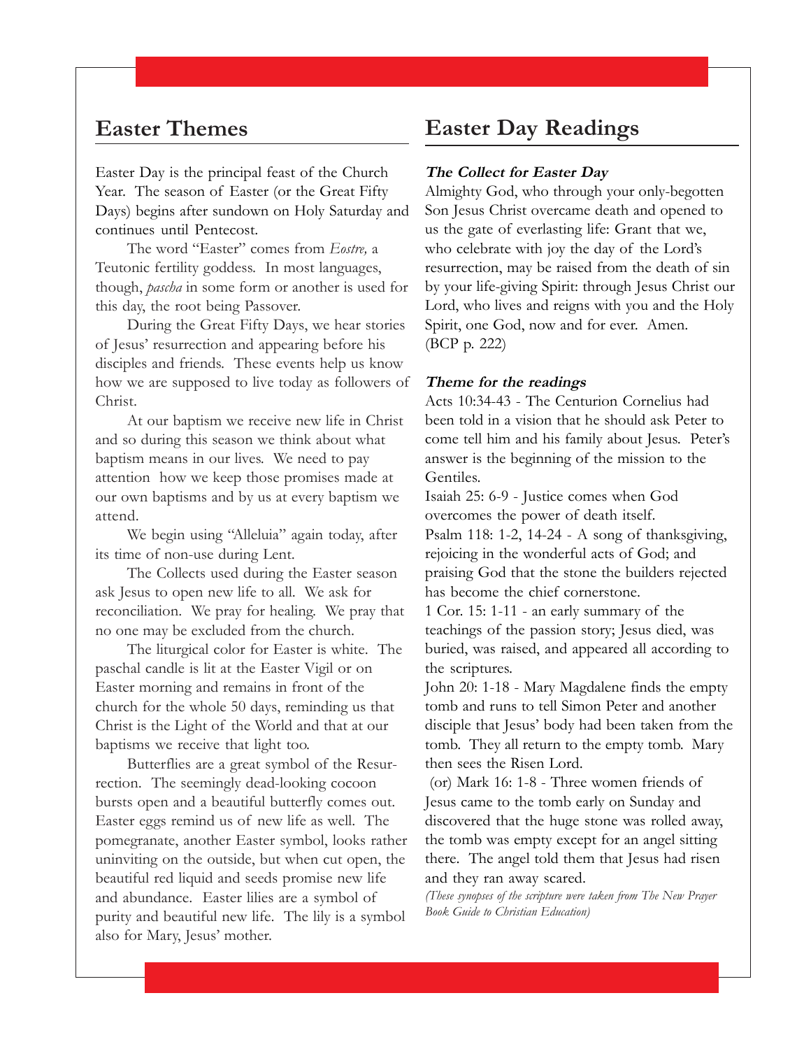## Easter Themes

Easter Day is the principal feast of the Church Year. The season of Easter (or the Great Fifty Days) begins after sundown on Holy Saturday and continues until Pentecost.

The word "Easter" comes from *Eostre,* a Teutonic fertility goddess. In most languages, though, *pascha* in some form or another is used for this day, the root being Passover.

During the Great Fifty Days, we hear stories of Jesus' resurrection and appearing before his disciples and friends. These events help us know how we are supposed to live today as followers of Christ.

At our baptism we receive new life in Christ and so during this season we think about what baptism means in our lives. We need to pay attention how we keep those promises made at our own baptisms and by us at every baptism we attend.

We begin using "Alleluia" again today, after its time of non-use during Lent.

The Collects used during the Easter season ask Jesus to open new life to all. We ask for reconciliation. We pray for healing. We pray that no one may be excluded from the church.

The liturgical color for Easter is white. The paschal candle is lit at the Easter Vigil or on Easter morning and remains in front of the church for the whole 50 days, reminding us that Christ is the Light of the World and that at our baptisms we receive that light too.

Butterflies are a great symbol of the Resurrection. The seemingly dead-looking cocoon bursts open and a beautiful butterfly comes out. Easter eggs remind us of new life as well. The pomegranate, another Easter symbol, looks rather uninviting on the outside, but when cut open, the beautiful red liquid and seeds promise new life and abundance. Easter lilies are a symbol of purity and beautiful new life. The lily is a symbol also for Mary, Jesus' mother.

## Easter Day Readings

***The Collect for Easter Day***

Almighty God, who through your only-begotten Son Jesus Christ overcame death and opened to us the gate of everlasting life: Grant that we, who celebrate with joy the day of the Lord's resurrection, may be raised from the death of sin by your life-giving Spirit: through Jesus Christ our Lord, who lives and reigns with you and the Holy Spirit, one God, now and for ever. Amen. (BCP p. 222)

***Theme for the readings***

Acts 10:34-43 - The Centurion Cornelius had been told in a vision that he should ask Peter to come tell him and his family about Jesus. Peter's answer is the beginning of the mission to the Gentiles.

Isaiah 25: 6-9 - Justice comes when God overcomes the power of death itself.

Psalm 118: 1-2, 14-24 - A song of thanksgiving, rejoicing in the wonderful acts of God; and praising God that the stone the builders rejected has become the chief cornerstone.

1 Cor. 15: 1-11 - an early summary of the teachings of the passion story; Jesus died, was buried, was raised, and appeared all according to the scriptures.

John 20: 1-18 - Mary Magdalene finds the empty tomb and runs to tell Simon Peter and another disciple that Jesus' body had been taken from the tomb. They all return to the empty tomb. Mary then sees the Risen Lord.

(or) Mark 16: 1-8 - Three women friends of Jesus came to the tomb early on Sunday and discovered that the huge stone was rolled away, the tomb was empty except for an angel sitting there. The angel told them that Jesus had risen and they ran away scared.

*(These synopses of the scripture were taken from The New Prayer Book Guide to Christian Education)*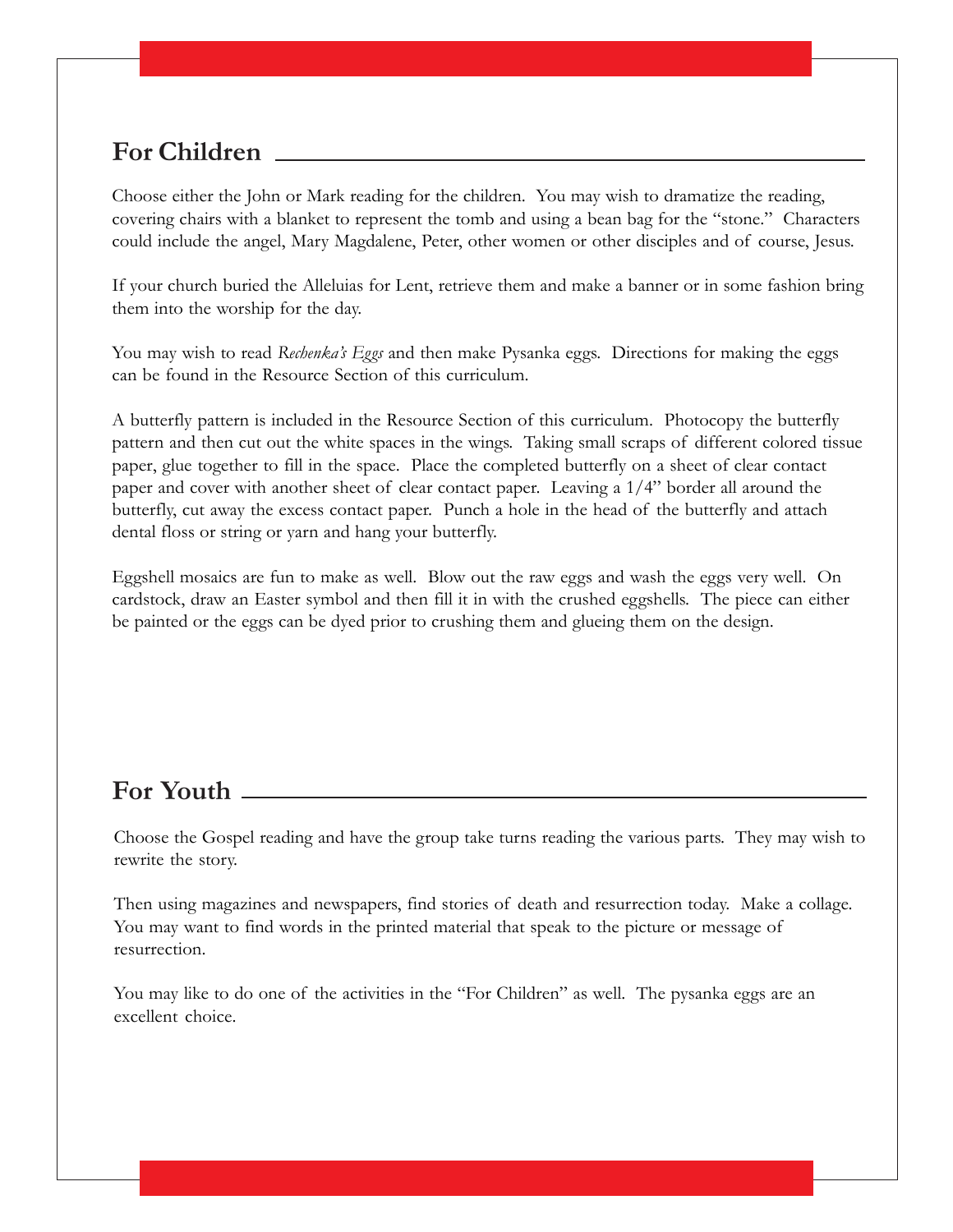## For Children

Choose either the John or Mark reading for the children. You may wish to dramatize the reading, covering chairs with a blanket to represent the tomb and using a bean bag for the "stone." Characters could include the angel, Mary Magdalene, Peter, other women or other disciples and of course, Jesus.

If your church buried the Alleluias for Lent, retrieve them and make a banner or in some fashion bring them into the worship for the day.

You may wish to read *Rechenka's Eggs* and then make Pysanka eggs. Directions for making the eggs can be found in the Resource Section of this curriculum.

A butterfly pattern is included in the Resource Section of this curriculum. Photocopy the butterfly pattern and then cut out the white spaces in the wings. Taking small scraps of different colored tissue paper, glue together to fill in the space. Place the completed butterfly on a sheet of clear contact paper and cover with another sheet of clear contact paper. Leaving a 1/4" border all around the butterfly, cut away the excess contact paper. Punch a hole in the head of the butterfly and attach dental floss or string or yarn and hang your butterfly.

Eggshell mosaics are fun to make as well. Blow out the raw eggs and wash the eggs very well. On cardstock, draw an Easter symbol and then fill it in with the crushed eggshells. The piece can either be painted or the eggs can be dyed prior to crushing them and glueing them on the design.

## For Youth

Choose the Gospel reading and have the group take turns reading the various parts. They may wish to rewrite the story.

Then using magazines and newspapers, find stories of death and resurrection today. Make a collage. You may want to find words in the printed material that speak to the picture or message of resurrection.

You may like to do one of the activities in the "For Children" as well. The pysanka eggs are an excellent choice.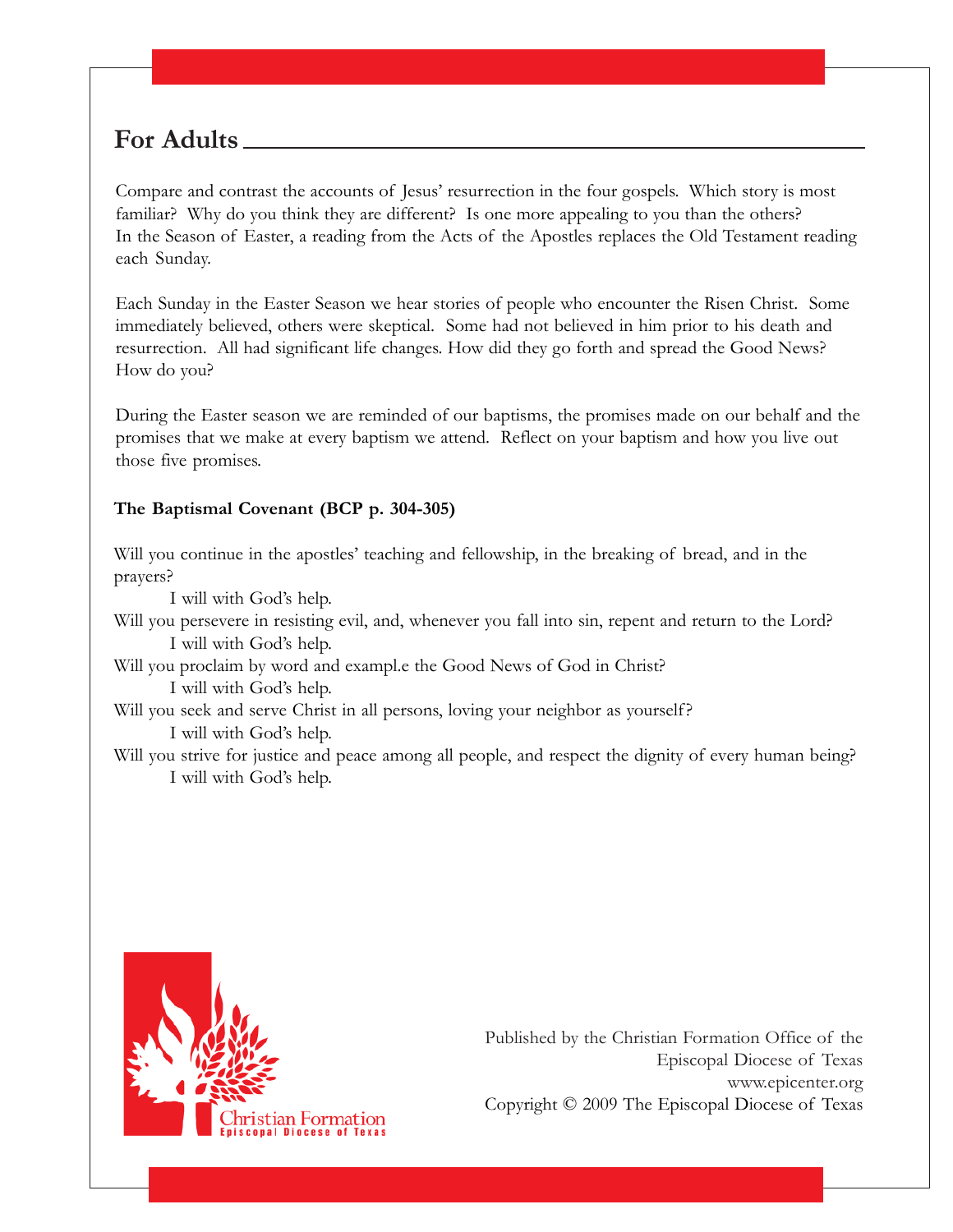## For Adults

Compare and contrast the accounts of Jesus' resurrection in the four gospels. Which story is most familiar? Why do you think they are different? Is one more appealing to you than the others? In the Season of Easter, a reading from the Acts of the Apostles replaces the Old Testament reading each Sunday.

Each Sunday in the Easter Season we hear stories of people who encounter the Risen Christ. Some immediately believed, others were skeptical. Some had not believed in him prior to his death and resurrection. All had significant life changes. How did they go forth and spread the Good News? How do you?

During the Easter season we are reminded of our baptisms, the promises made on our behalf and the promises that we make at every baptism we attend. Reflect on your baptism and how you live out those five promises.

**The Baptismal Covenant (BCP p. 304-305)**

Will you continue in the apostles' teaching and fellowship, in the breaking of bread, and in the prayers?

 I will with God's help.

Will you persevere in resisting evil, and, whenever you fall into sin, repent and return to the Lord?

 I will with God's help.

Will you proclaim by word and exampl.e the Good News of God in Christ?

 I will with God's help.

Will you seek and serve Christ in all persons, loving your neighbor as yourself?

 I will with God's help.

Will you strive for justice and peace among all people, and respect the dignity of every human being?

 I will with God's help.

Christian Formation
Episcopal Diocese of Texas

Published by the Christian Formation Office of the
Episcopal Diocese of Texas
www.epicenter.org
Copyright © 2009 The Episcopal Diocese of Texas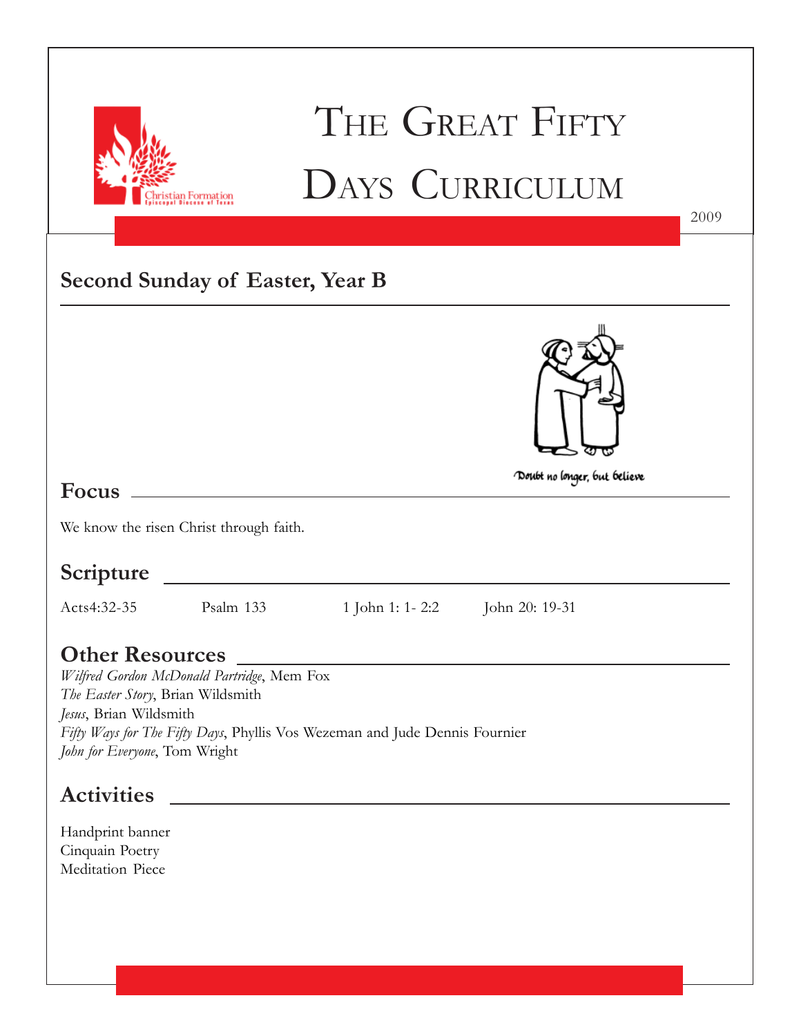# The Great Fifty Days Curriculum

2009

## Second Sunday of Easter, Year B

Doubt no longer, but believe

## Focus

We know the risen Christ through faith.

## Scripture

Acts4:32-35 Psalm 133 1 John 1: 1- 2:2 John 20: 19-31

## Other Resources

*Wilfred Gordon McDonald Partridge*, Mem Fox
*The Easter Story*, Brian Wildsmith
*Jesus*, Brian Wildsmith
*Fifty Ways for The Fifty Days*, Phyllis Vos Wezeman and Jude Dennis Fournier
*John for Everyone*, Tom Wright

## Activities

Handprint banner
Cinquain Poetry
Meditation Piece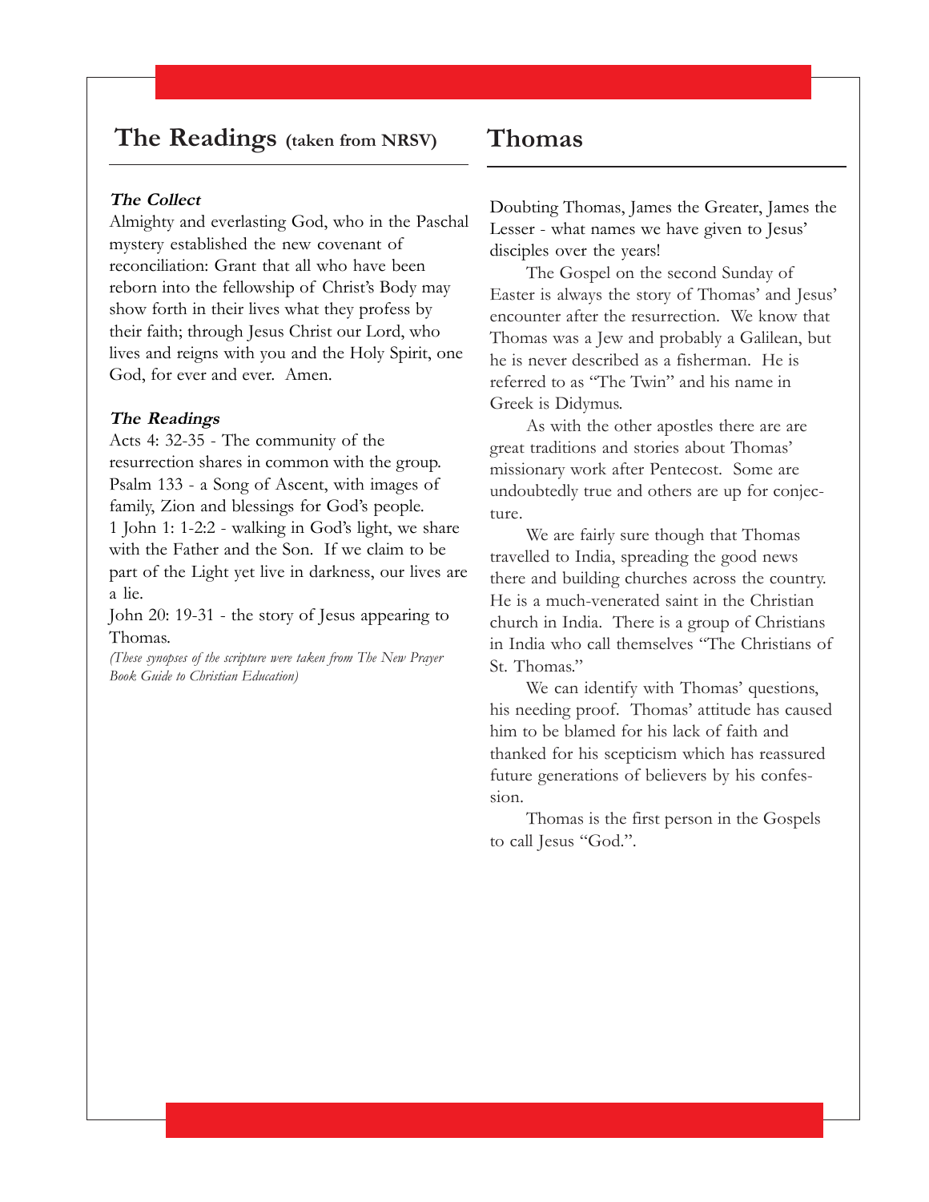## The Readings (taken from NRSV)

***The Collect***

Almighty and everlasting God, who in the Paschal mystery established the new covenant of reconciliation: Grant that all who have been reborn into the fellowship of Christ's Body may show forth in their lives what they profess by their faith; through Jesus Christ our Lord, who lives and reigns with you and the Holy Spirit, one God, for ever and ever. Amen.

***The Readings***

Acts 4: 32-35 - The community of the resurrection shares in common with the group.
Psalm 133 - a Song of Ascent, with images of family, Zion and blessings for God's people.
1 John 1: 1-2:2 - walking in God's light, we share with the Father and the Son. If we claim to be part of the Light yet live in darkness, our lives are a lie.
John 20: 19-31 - the story of Jesus appearing to Thomas.

*(These synopses of the scripture were taken from The New Prayer Book Guide to Christian Education)*

## Thomas

Doubting Thomas, James the Greater, James the Lesser - what names we have given to Jesus' disciples over the years!

The Gospel on the second Sunday of Easter is always the story of Thomas' and Jesus' encounter after the resurrection. We know that Thomas was a Jew and probably a Galilean, but he is never described as a fisherman. He is referred to as "The Twin" and his name in Greek is Didymus.

As with the other apostles there are are great traditions and stories about Thomas' missionary work after Pentecost. Some are undoubtedly true and others are up for conjecture.

We are fairly sure though that Thomas travelled to India, spreading the good news there and building churches across the country. He is a much-venerated saint in the Christian church in India. There is a group of Christians in India who call themselves "The Christians of St. Thomas."

We can identify with Thomas' questions, his needing proof. Thomas' attitude has caused him to be blamed for his lack of faith and thanked for his scepticism which has reassured future generations of believers by his confession.

Thomas is the first person in the Gospels to call Jesus "God.".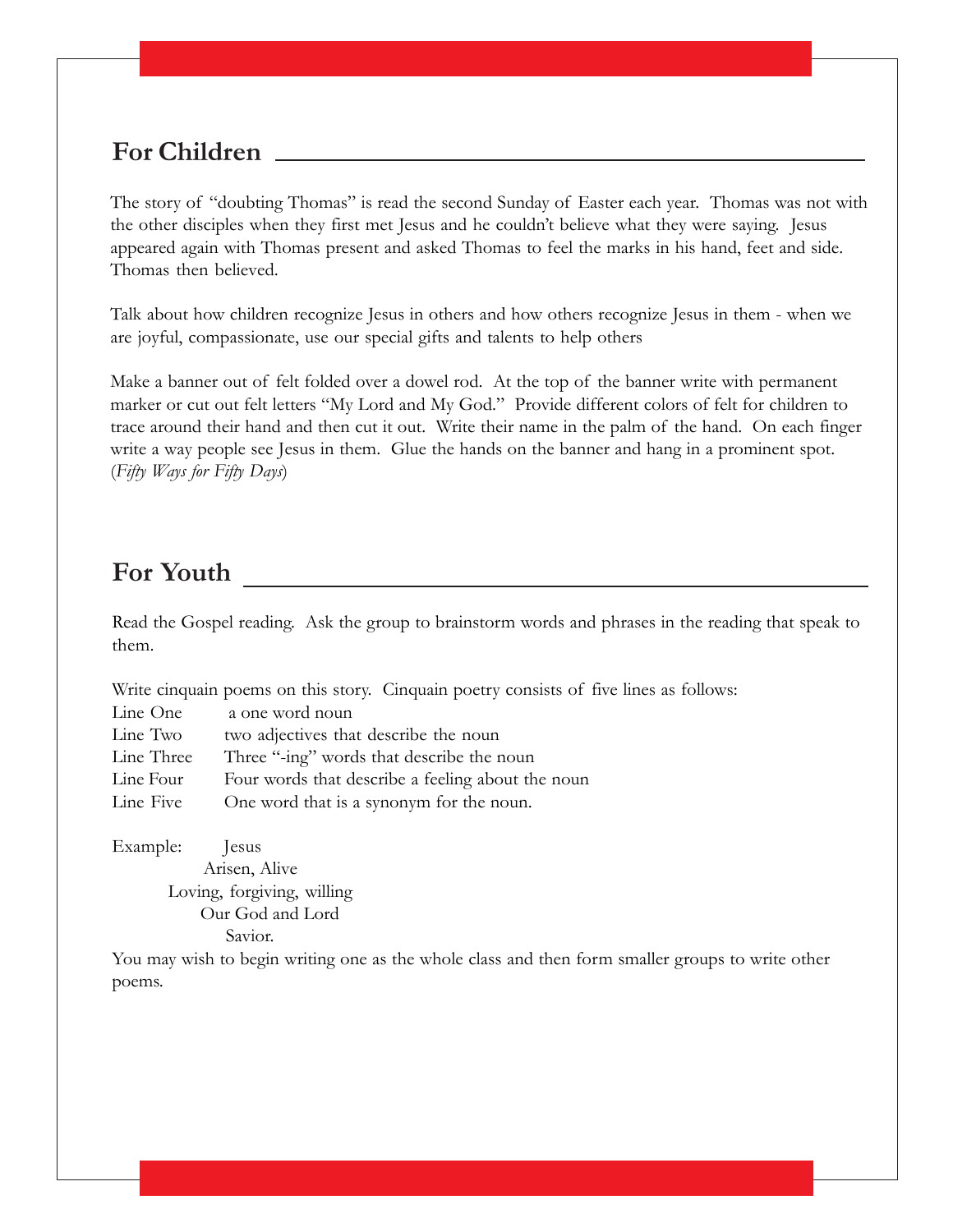## For Children

The story of "doubting Thomas" is read the second Sunday of Easter each year. Thomas was not with the other disciples when they first met Jesus and he couldn't believe what they were saying. Jesus appeared again with Thomas present and asked Thomas to feel the marks in his hand, feet and side. Thomas then believed.

Talk about how children recognize Jesus in others and how others recognize Jesus in them - when we are joyful, compassionate, use our special gifts and talents to help others

Make a banner out of felt folded over a dowel rod. At the top of the banner write with permanent marker or cut out felt letters "My Lord and My God." Provide different colors of felt for children to trace around their hand and then cut it out. Write their name in the palm of the hand. On each finger write a way people see Jesus in them. Glue the hands on the banner and hang in a prominent spot. (*Fifty Ways for Fifty Days*)

## For Youth

Read the Gospel reading. Ask the group to brainstorm words and phrases in the reading that speak to them.

Write cinquain poems on this story. Cinquain poetry consists of five lines as follows:

| | |
|---|---|
| Line One | a one word noun |
| Line Two | two adjectives that describe the noun |
| Line Three | Three "-ing" words that describe the noun |
| Line Four | Four words that describe a feeling about the noun |
| Line Five | One word that is a synonym for the noun. |

Example:

Jesus
Arisen, Alive
Loving, forgiving, willing
Our God and Lord
Savior.

You may wish to begin writing one as the whole class and then form smaller groups to write other poems.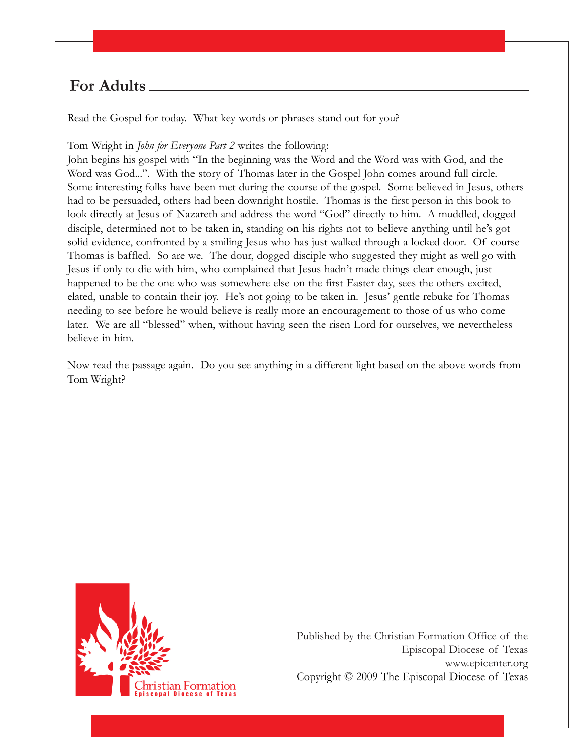## For Adults

Read the Gospel for today. What key words or phrases stand out for you?

Tom Wright in *John for Everyone Part 2* writes the following:
John begins his gospel with "In the beginning was the Word and the Word was with God, and the Word was God...". With the story of Thomas later in the Gospel John comes around full circle. Some interesting folks have been met during the course of the gospel. Some believed in Jesus, others had to be persuaded, others had been downright hostile. Thomas is the first person in this book to look directly at Jesus of Nazareth and address the word "God" directly to him. A muddled, dogged disciple, determined not to be taken in, standing on his rights not to believe anything until he's got solid evidence, confronted by a smiling Jesus who has just walked through a locked door. Of course Thomas is baffled. So are we. The dour, dogged disciple who suggested they might as well go with Jesus if only to die with him, who complained that Jesus hadn't made things clear enough, just happened to be the one who was somewhere else on the first Easter day, sees the others excited, elated, unable to contain their joy. He's not going to be taken in. Jesus' gentle rebuke for Thomas needing to see before he would believe is really more an encouragement to those of us who come later. We are all "blessed" when, without having seen the risen Lord for ourselves, we nevertheless believe in him.

Now read the passage again. Do you see anything in a different light based on the above words from Tom Wright?

Christian Formation
Episcopal Diocese of Texas

Published by the Christian Formation Office of the
Episcopal Diocese of Texas
www.epicenter.org
Copyright © 2009 The Episcopal Diocese of Texas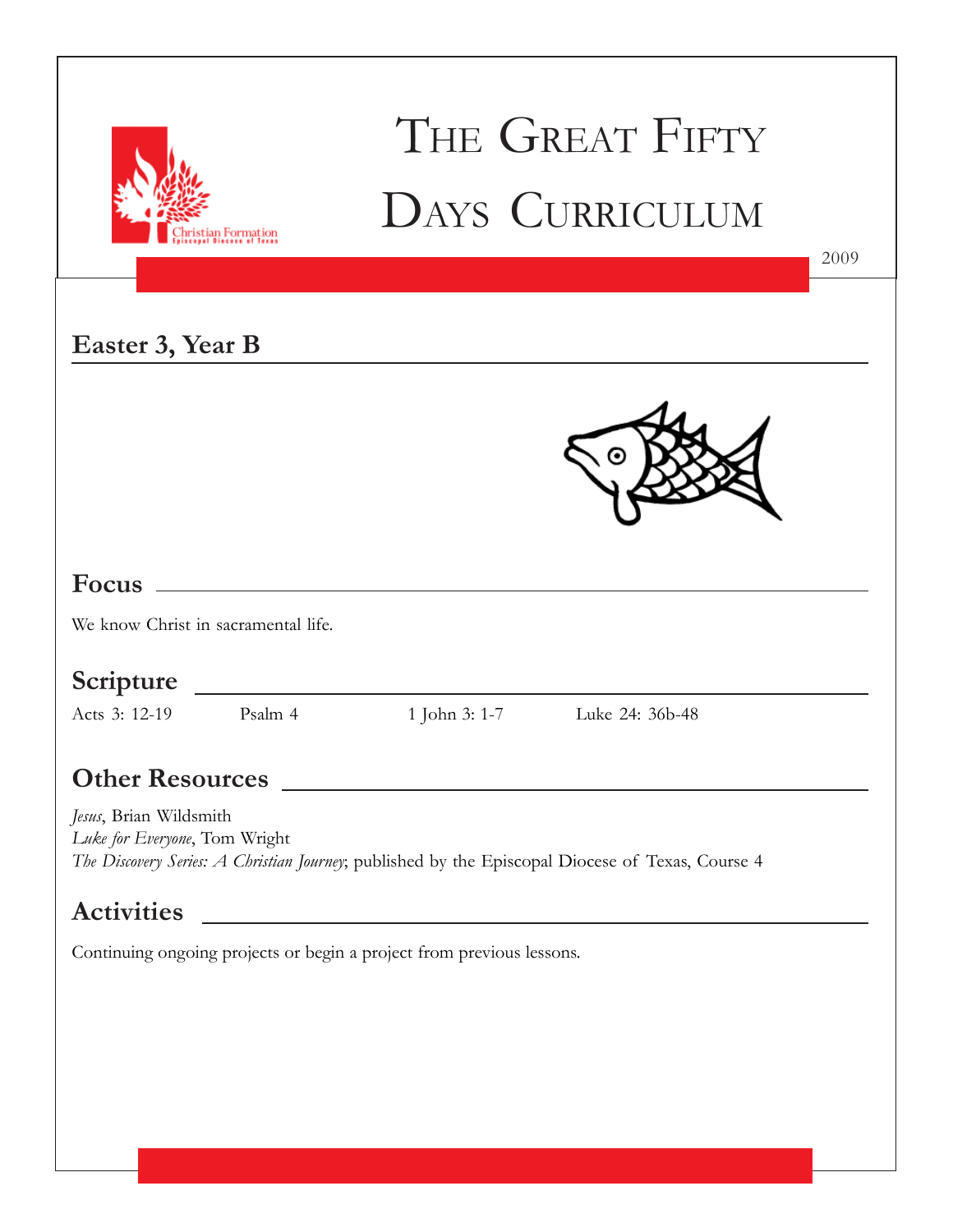# The Great Fifty Days Curriculum

2009

## Easter 3, Year B

## Focus

We know Christ in sacramental life.

## Scripture

Acts 3: 12-19 Psalm 4 1 John 3: 1-7 Luke 24: 36b-48

## Other Resources

*Jesus*, Brian Wildsmith
*Luke for Everyone*, Tom Wright
*The Discovery Series: A Christian Journey*; published by the Episcopal Diocese of Texas, Course 4

## Activities

Continuing ongoing projects or begin a project from previous lessons.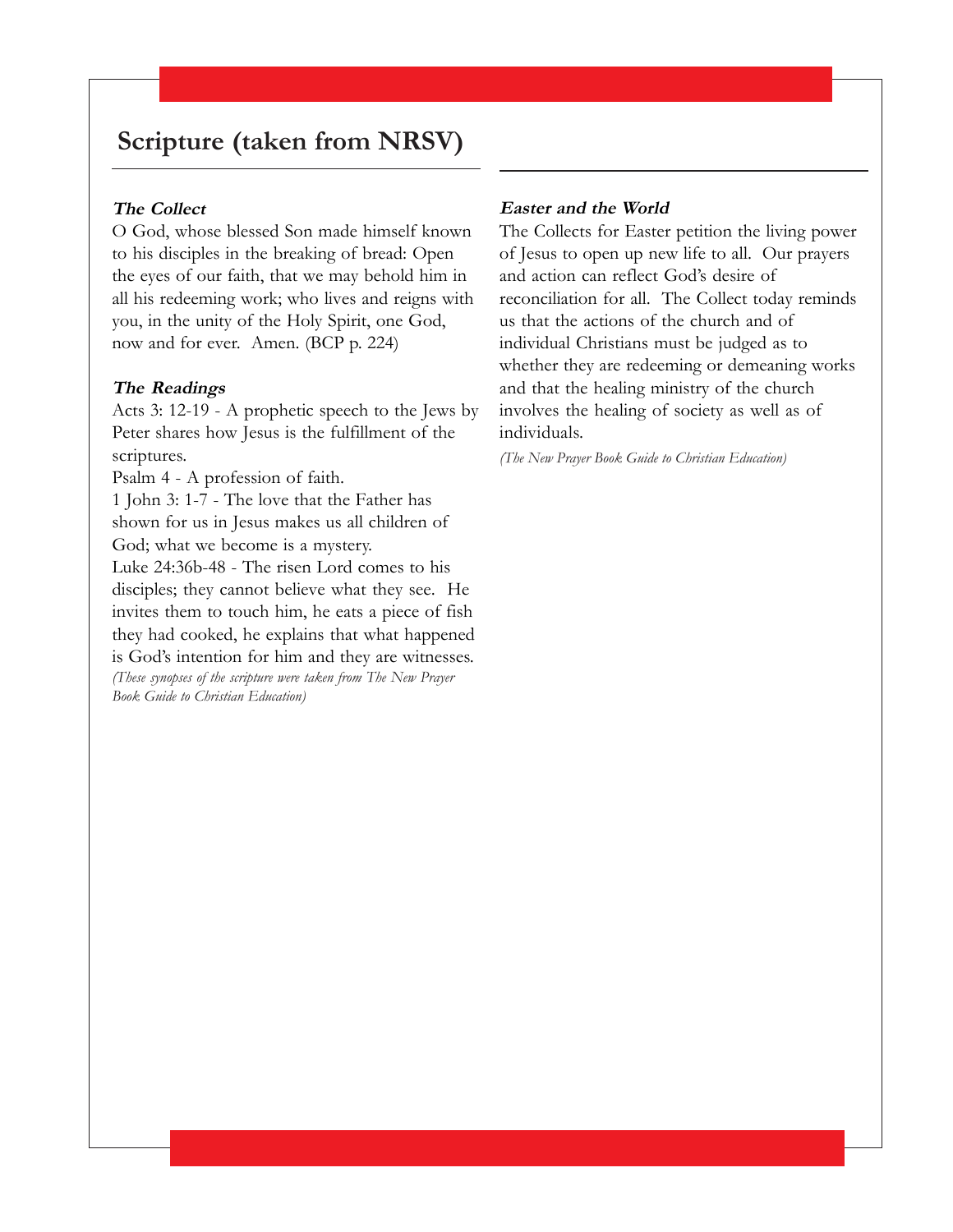## Scripture (taken from NRSV)

### *The Collect*

O God, whose blessed Son made himself known to his disciples in the breaking of bread: Open the eyes of our faith, that we may behold him in all his redeeming work; who lives and reigns with you, in the unity of the Holy Spirit, one God, now and for ever. Amen. (BCP p. 224)

### *The Readings*

Acts 3: 12-19 - A prophetic speech to the Jews by Peter shares how Jesus is the fulfillment of the scriptures.

Psalm 4 - A profession of faith.

1 John 3: 1-7 - The love that the Father has shown for us in Jesus makes us all children of God; what we become is a mystery.

Luke 24:36b-48 - The risen Lord comes to his disciples; they cannot believe what they see. He invites them to touch him, he eats a piece of fish they had cooked, he explains that what happened is God's intention for him and they are witnesses.

*(These synopses of the scripture were taken from The New Prayer Book Guide to Christian Education)*

### *Easter and the World*

The Collects for Easter petition the living power of Jesus to open up new life to all. Our prayers and action can reflect God's desire of reconciliation for all. The Collect today reminds us that the actions of the church and of individual Christians must be judged as to whether they are redeeming or demeaning works and that the healing ministry of the church involves the healing of society as well as of individuals.

*(The New Prayer Book Guide to Christian Education)*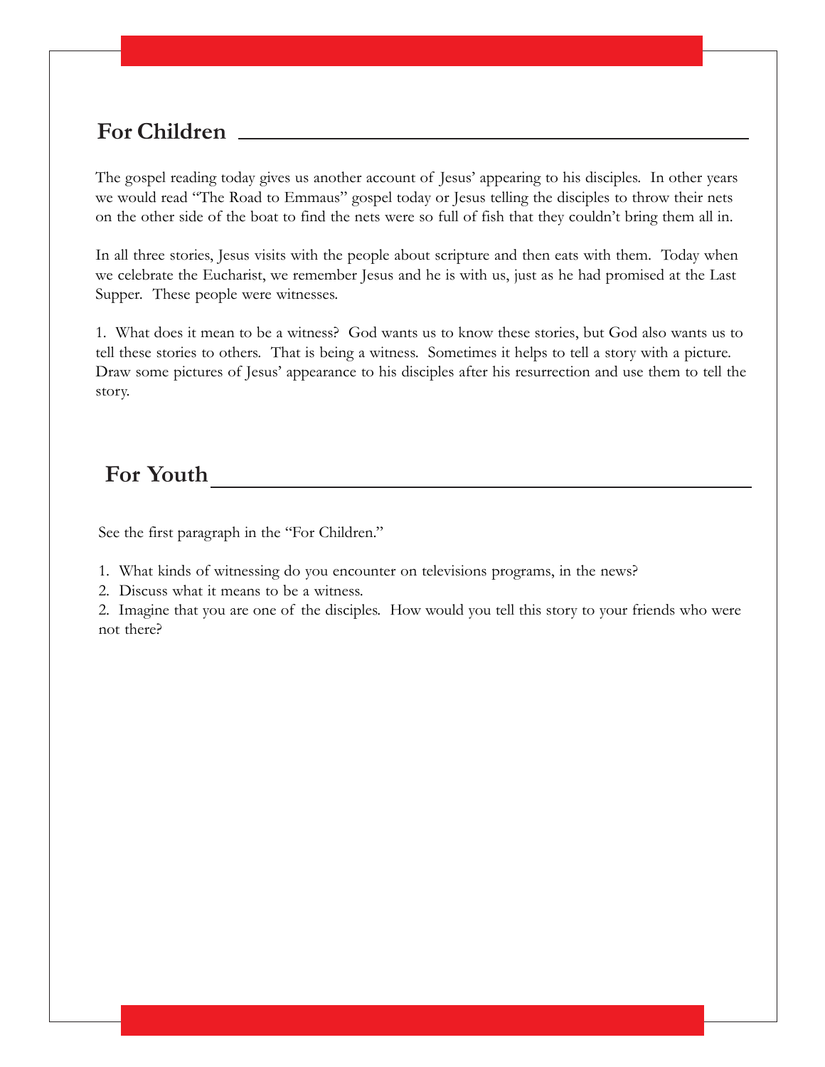## For Children

The gospel reading today gives us another account of Jesus' appearing to his disciples. In other years we would read "The Road to Emmaus" gospel today or Jesus telling the disciples to throw their nets on the other side of the boat to find the nets were so full of fish that they couldn't bring them all in.

In all three stories, Jesus visits with the people about scripture and then eats with them. Today when we celebrate the Eucharist, we remember Jesus and he is with us, just as he had promised at the Last Supper. These people were witnesses.

1. What does it mean to be a witness? God wants us to know these stories, but God also wants us to tell these stories to others. That is being a witness. Sometimes it helps to tell a story with a picture. Draw some pictures of Jesus' appearance to his disciples after his resurrection and use them to tell the story.

## For Youth

See the first paragraph in the "For Children."

1. What kinds of witnessing do you encounter on televisions programs, in the news?
2. Discuss what it means to be a witness.
2. Imagine that you are one of the disciples. How would you tell this story to your friends who were not there?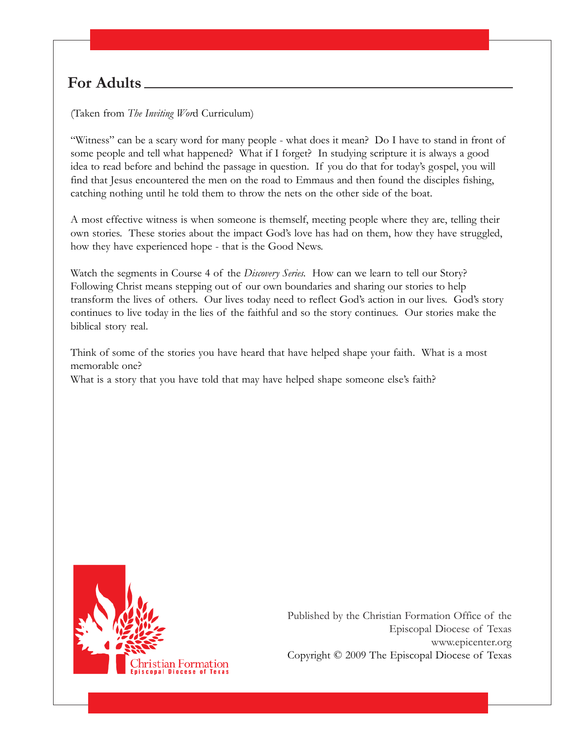## For Adults

(Taken from *The Inviting Wor*d Curriculum)

"Witness" can be a scary word for many people - what does it mean? Do I have to stand in front of some people and tell what happened? What if I forget? In studying scripture it is always a good idea to read before and behind the passage in question. If you do that for today's gospel, you will find that Jesus encountered the men on the road to Emmaus and then found the disciples fishing, catching nothing until he told them to throw the nets on the other side of the boat.

A most effective witness is when someone is themself, meeting people where they are, telling their own stories. These stories about the impact God's love has had on them, how they have struggled, how they have experienced hope - that is the Good News.

Watch the segments in Course 4 of the *Discovery Series*. How can we learn to tell our Story? Following Christ means stepping out of our own boundaries and sharing our stories to help transform the lives of others. Our lives today need to reflect God's action in our lives. God's story continues to live today in the lies of the faithful and so the story continues. Our stories make the biblical story real.

Think of some of the stories you have heard that have helped shape your faith. What is a most memorable one?
What is a story that you have told that may have helped shape someone else's faith?

Christian Formation
Episcopal Diocese of Texas

Published by the Christian Formation Office of the Episcopal Diocese of Texas
www.epicenter.org
Copyright © 2009 The Episcopal Diocese of Texas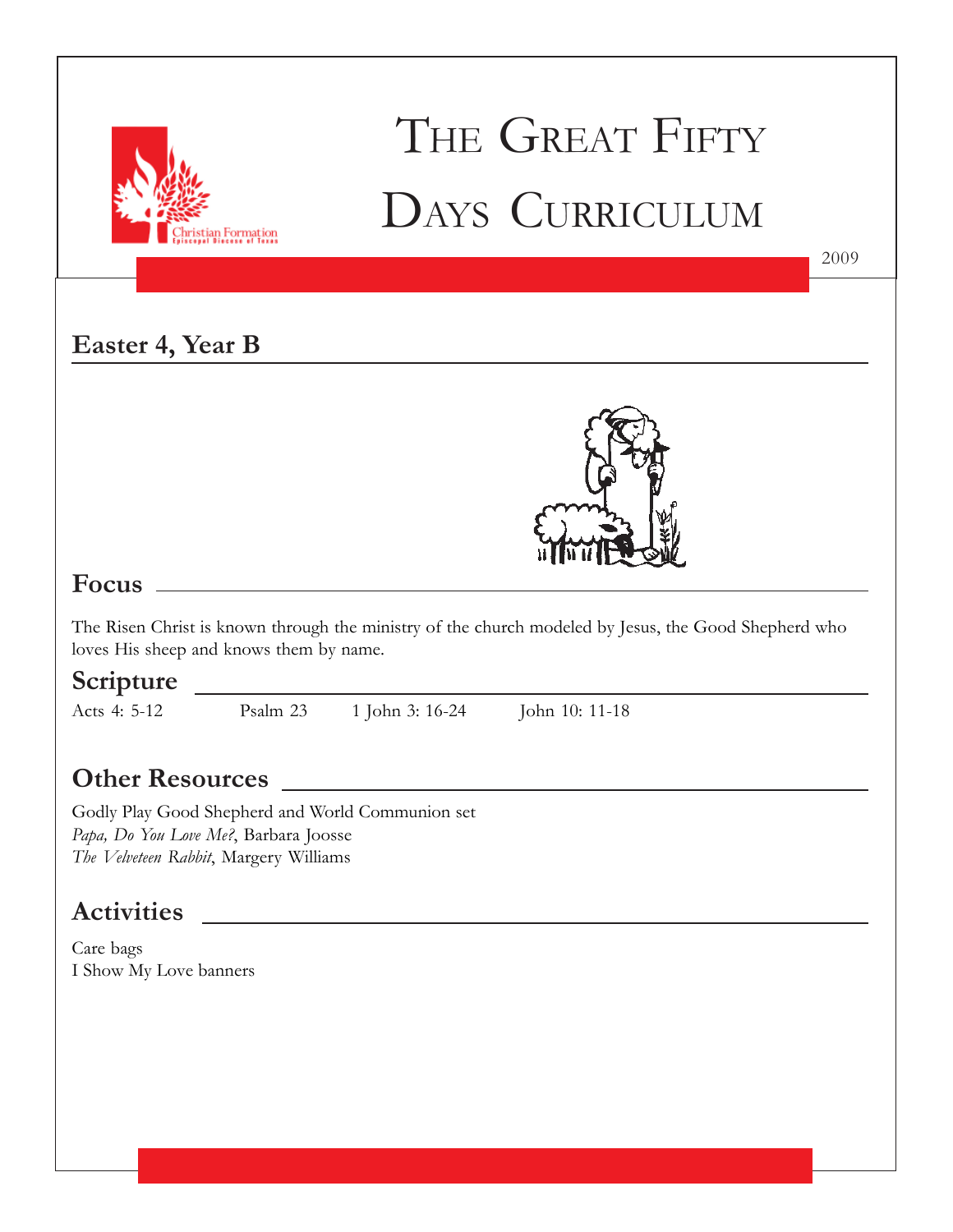# The Great Fifty Days Curriculum

2009

## Easter 4, Year B

## Focus

The Risen Christ is known through the ministry of the church modeled by Jesus, the Good Shepherd who loves His sheep and knows them by name.

## Scripture

Acts 4: 5-12    Psalm 23    1 John 3: 16-24    John 10: 11-18

## Other Resources

Godly Play Good Shepherd and World Communion set
*Papa, Do You Love Me?*, Barbara Joosse
*The Velveteen Rabbit*, Margery Williams

## Activities

Care bags
I Show My Love banners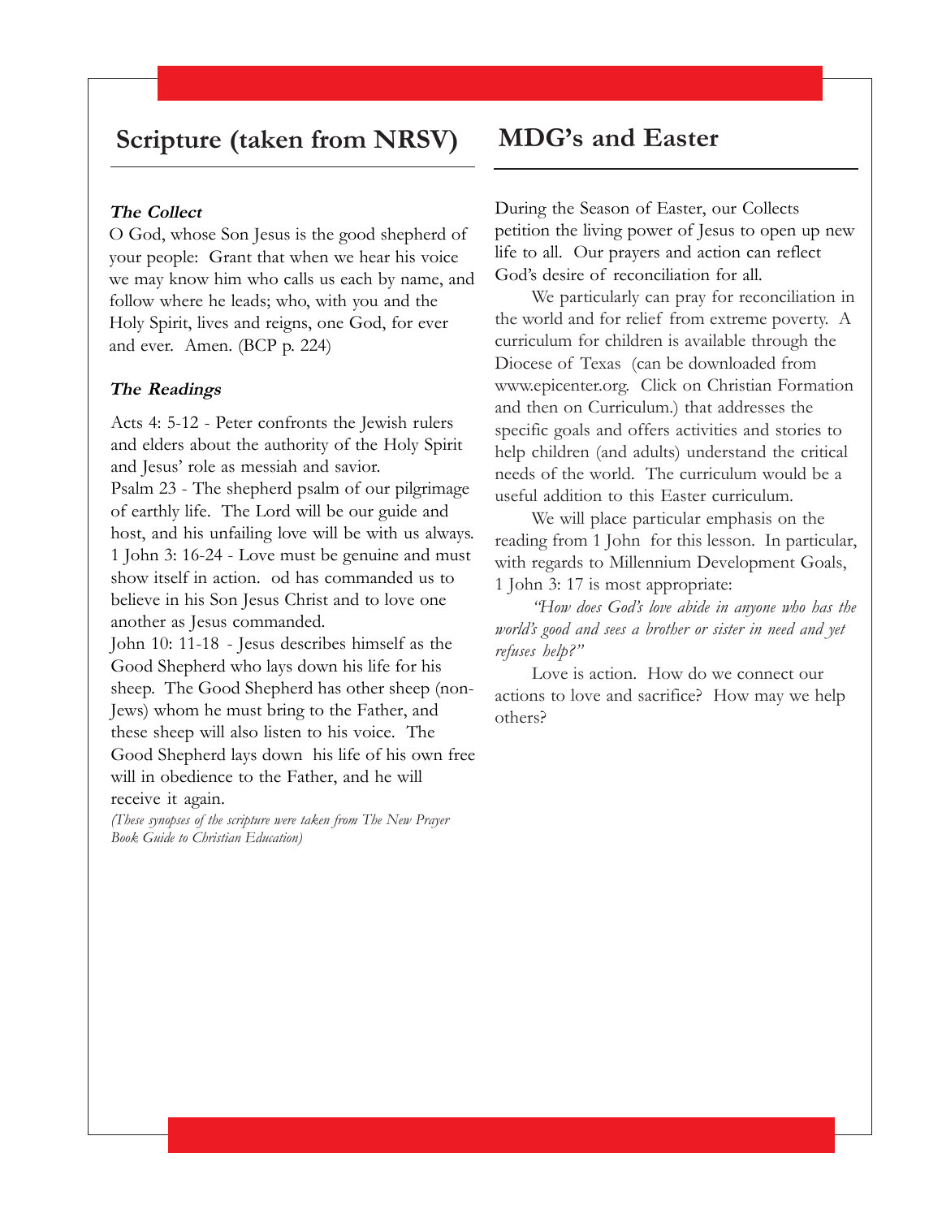## Scripture (taken from NRSV)

***The Collect***

O God, whose Son Jesus is the good shepherd of your people: Grant that when we hear his voice we may know him who calls us each by name, and follow where he leads; who, with you and the Holy Spirit, lives and reigns, one God, for ever and ever. Amen. (BCP p. 224)

***The Readings***

Acts 4: 5-12 - Peter confronts the Jewish rulers and elders about the authority of the Holy Spirit and Jesus' role as messiah and savior.
Psalm 23 - The shepherd psalm of our pilgrimage of earthly life. The Lord will be our guide and host, and his unfailing love will be with us always.
1 John 3: 16-24 - Love must be genuine and must show itself in action. od has commanded us to believe in his Son Jesus Christ and to love one another as Jesus commanded.
John 10: 11-18 - Jesus describes himself as the Good Shepherd who lays down his life for his sheep. The Good Shepherd has other sheep (non-Jews) whom he must bring to the Father, and these sheep will also listen to his voice. The Good Shepherd lays down his life of his own free will in obedience to the Father, and he will receive it again.

*(These synopses of the scripture were taken from The New Prayer Book Guide to Christian Education)*

## MDG's and Easter

During the Season of Easter, our Collects petition the living power of Jesus to open up new life to all. Our prayers and action can reflect God's desire of reconciliation for all.

We particularly can pray for reconciliation in the world and for relief from extreme poverty. A curriculum for children is available through the Diocese of Texas (can be downloaded from www.epicenter.org. Click on Christian Formation and then on Curriculum.) that addresses the specific goals and offers activities and stories to help children (and adults) understand the critical needs of the world. The curriculum would be a useful addition to this Easter curriculum.

We will place particular emphasis on the reading from 1 John for this lesson. In particular, with regards to Millennium Development Goals, 1 John 3: 17 is most appropriate:

*"How does God's love abide in anyone who has the world's good and sees a brother or sister in need and yet refuses help?"*

Love is action. How do we connect our actions to love and sacrifice? How may we help others?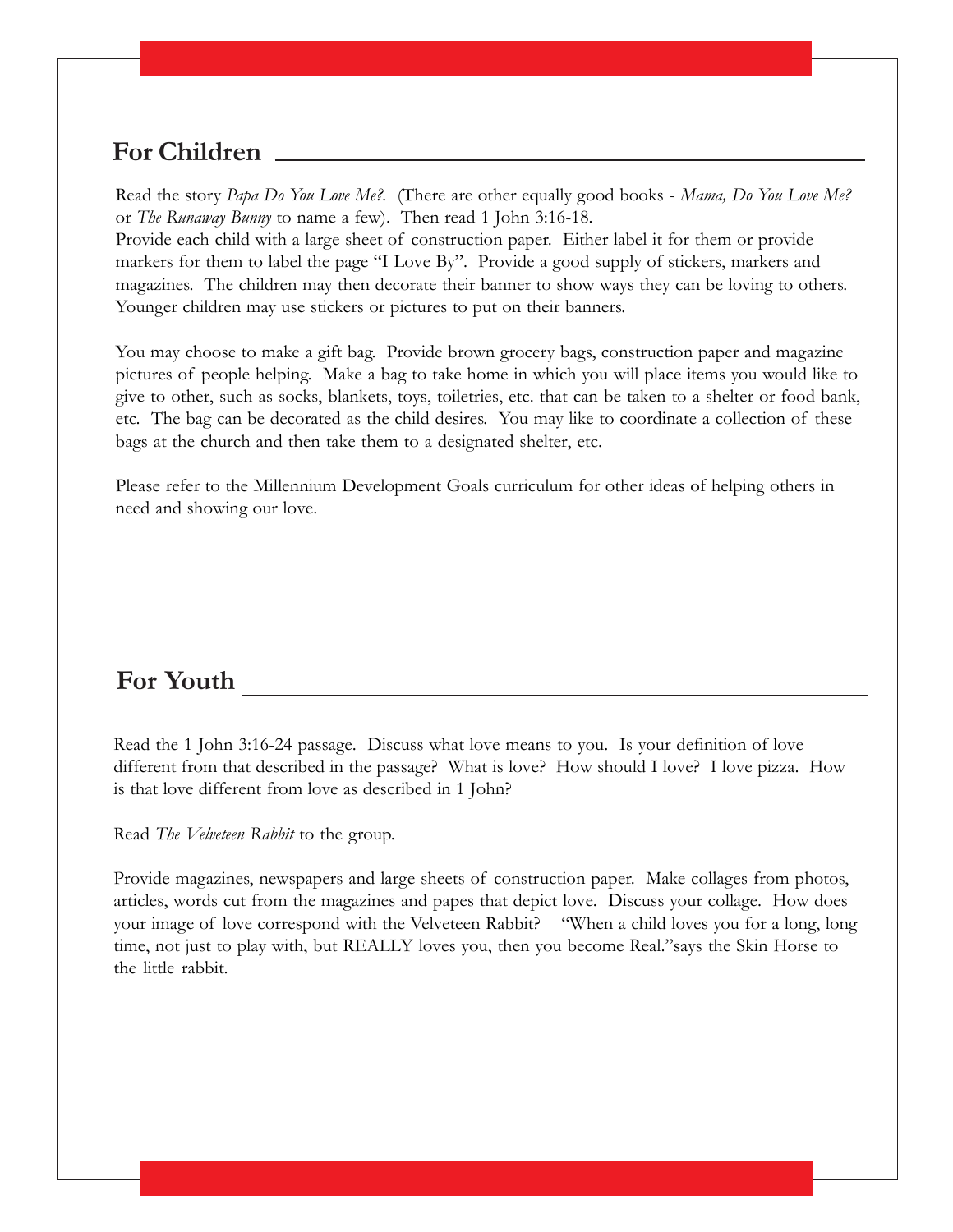## For Children

Read the story *Papa Do You Love Me?*. (There are other equally good books - *Mama, Do You Love Me?* or *The Runaway Bunny* to name a few). Then read 1 John 3:16-18.
Provide each child with a large sheet of construction paper. Either label it for them or provide markers for them to label the page "I Love By". Provide a good supply of stickers, markers and magazines. The children may then decorate their banner to show ways they can be loving to others. Younger children may use stickers or pictures to put on their banners.

You may choose to make a gift bag. Provide brown grocery bags, construction paper and magazine pictures of people helping. Make a bag to take home in which you will place items you would like to give to other, such as socks, blankets, toys, toiletries, etc. that can be taken to a shelter or food bank, etc. The bag can be decorated as the child desires. You may like to coordinate a collection of these bags at the church and then take them to a designated shelter, etc.

Please refer to the Millennium Development Goals curriculum for other ideas of helping others in need and showing our love.

## For Youth

Read the 1 John 3:16-24 passage. Discuss what love means to you. Is your definition of love different from that described in the passage? What is love? How should I love? I love pizza. How is that love different from love as described in 1 John?

Read *The Velveteen Rabbit* to the group.

Provide magazines, newspapers and large sheets of construction paper. Make collages from photos, articles, words cut from the magazines and papes that depict love. Discuss your collage. How does your image of love correspond with the Velveteen Rabbit? "When a child loves you for a long, long time, not just to play with, but REALLY loves you, then you become Real."says the Skin Horse to the little rabbit.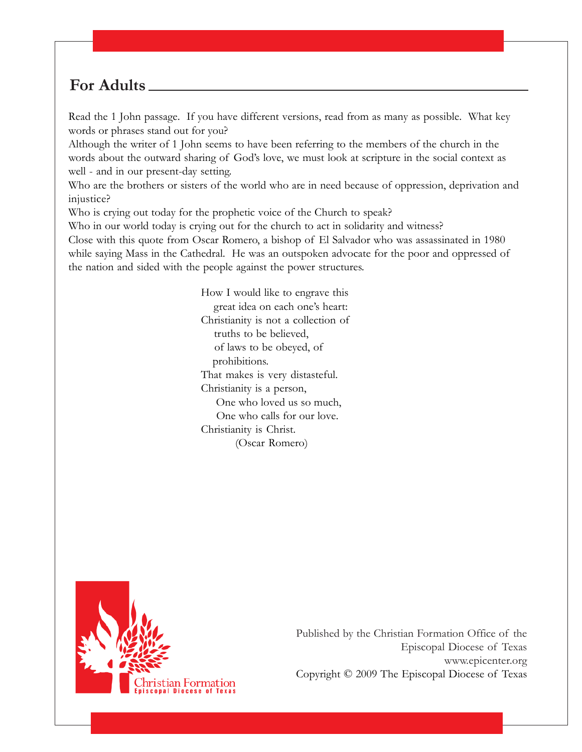## For Adults

Read the 1 John passage. If you have different versions, read from as many as possible. What key words or phrases stand out for you?

Although the writer of 1 John seems to have been referring to the members of the church in the words about the outward sharing of God's love, we must look at scripture in the social context as well - and in our present-day setting.

Who are the brothers or sisters of the world who are in need because of oppression, deprivation and injustice?

Who is crying out today for the prophetic voice of the Church to speak?

Who in our world today is crying out for the church to act in solidarity and witness?

Close with this quote from Oscar Romero, a bishop of El Salvador who was assassinated in 1980 while saying Mass in the Cathedral. He was an outspoken advocate for the poor and oppressed of the nation and sided with the people against the power structures.

> How I would like to engrave this
> great idea on each one's heart:
> Christianity is not a collection of
> truths to be believed,
> of laws to be obeyed, of
> prohibitions.
> That makes is very distasteful.
> Christianity is a person,
> One who loved us so much,
> One who calls for our love.
> Christianity is Christ.
> (Oscar Romero)

Christian Formation
Episcopal Diocese of Texas

Published by the Christian Formation Office of the Episcopal Diocese of Texas
www.epicenter.org
Copyright © 2009 The Episcopal Diocese of Texas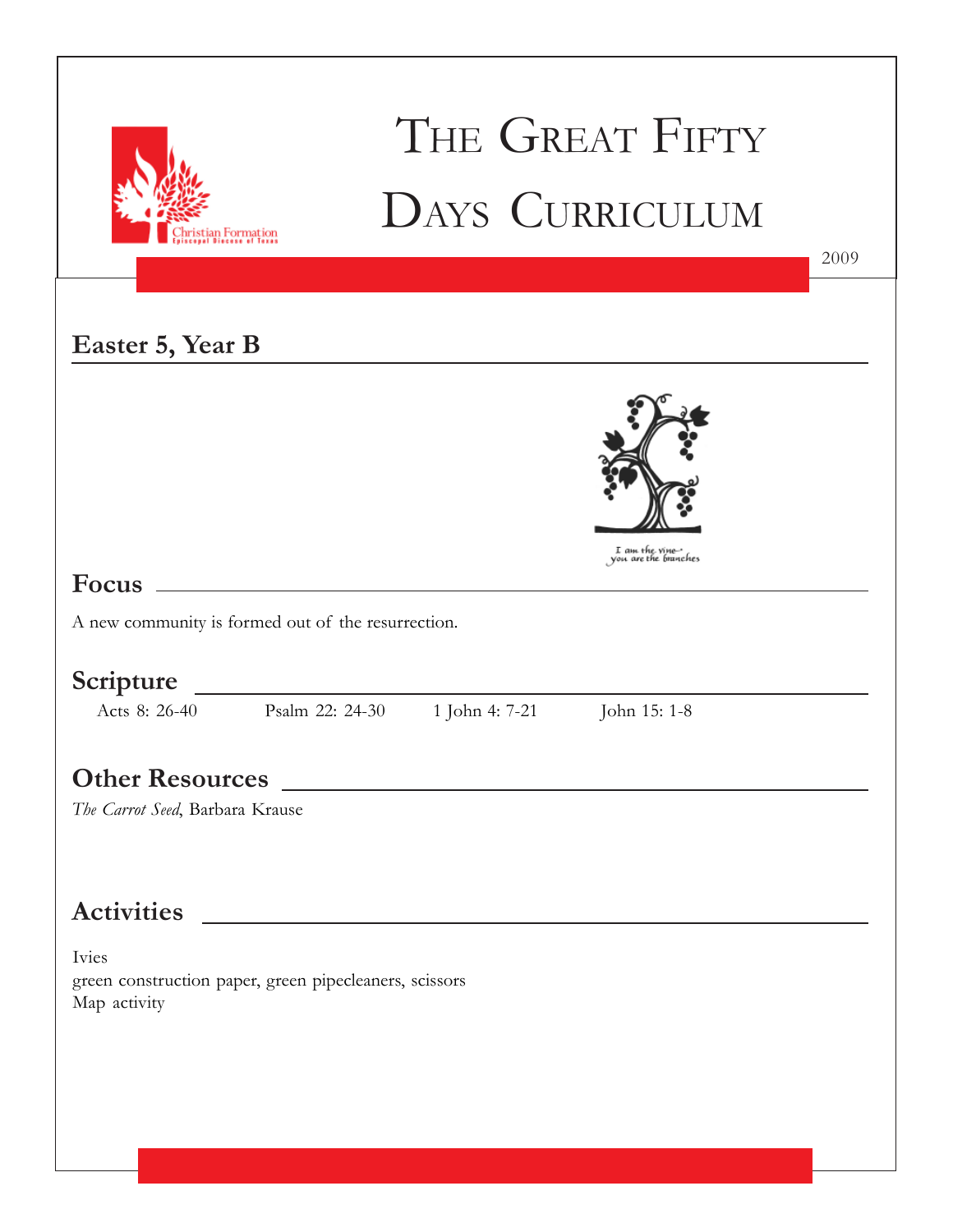# The Great Fifty Days Curriculum

2009

## Easter 5, Year B

I am the vine you are the branches

## Focus

A new community is formed out of the resurrection.

## Scripture

Acts 8: 26-40 Psalm 22: 24-30 1 John 4: 7-21 John 15: 1-8

## Other Resources

*The Carrot Seed*, Barbara Krause

## Activities

Ivies
green construction paper, green pipecleaners, scissors
Map activity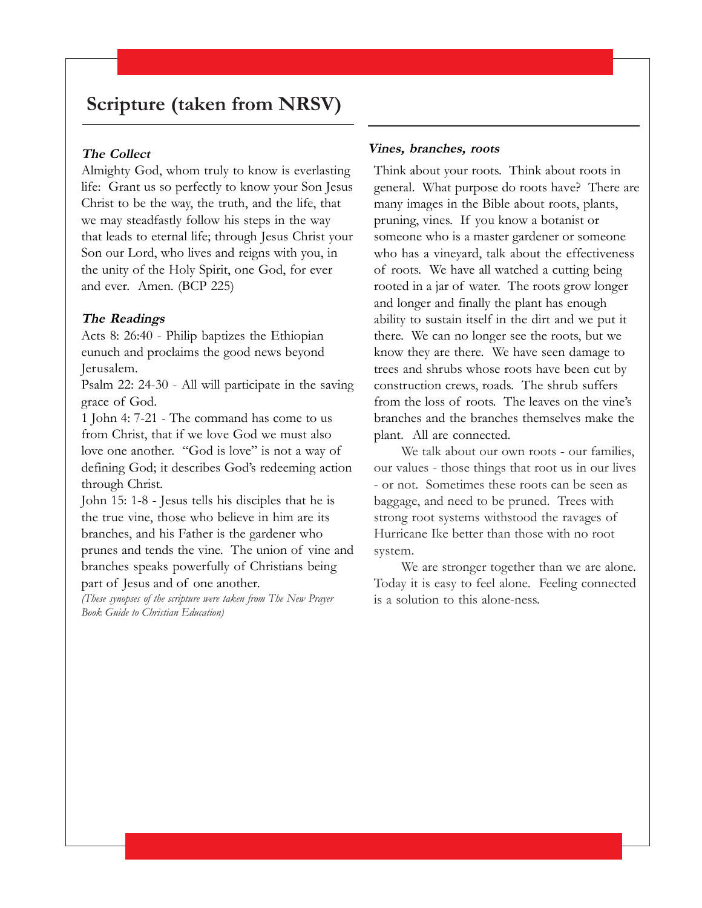## Scripture (taken from NRSV)

### *The Collect*

Almighty God, whom truly to know is everlasting life: Grant us so perfectly to know your Son Jesus Christ to be the way, the truth, and the life, that we may steadfastly follow his steps in the way that leads to eternal life; through Jesus Christ your Son our Lord, who lives and reigns with you, in the unity of the Holy Spirit, one God, for ever and ever. Amen. (BCP 225)

### *The Readings*

Acts 8: 26:40 - Philip baptizes the Ethiopian eunuch and proclaims the good news beyond Jerusalem.

Psalm 22: 24-30 - All will participate in the saving grace of God.

1 John 4: 7-21 - The command has come to us from Christ, that if we love God we must also love one another. "God is love" is not a way of defining God; it describes God's redeeming action through Christ.

John 15: 1-8 - Jesus tells his disciples that he is the true vine, those who believe in him are its branches, and his Father is the gardener who prunes and tends the vine. The union of vine and branches speaks powerfully of Christians being part of Jesus and of one another.

*(These synopses of the scripture were taken from The New Prayer Book Guide to Christian Education)*

### *Vines, branches, roots*

Think about your roots. Think about roots in general. What purpose do roots have? There are many images in the Bible about roots, plants, pruning, vines. If you know a botanist or someone who is a master gardener or someone who has a vineyard, talk about the effectiveness of roots. We have all watched a cutting being rooted in a jar of water. The roots grow longer and longer and finally the plant has enough ability to sustain itself in the dirt and we put it there. We can no longer see the roots, but we know they are there. We have seen damage to trees and shrubs whose roots have been cut by construction crews, roads. The shrub suffers from the loss of roots. The leaves on the vine's branches and the branches themselves make the plant. All are connected.

We talk about our own roots - our families, our values - those things that root us in our lives - or not. Sometimes these roots can be seen as baggage, and need to be pruned. Trees with strong root systems withstood the ravages of Hurricane Ike better than those with no root system.

We are stronger together than we are alone. Today it is easy to feel alone. Feeling connected is a solution to this alone-ness.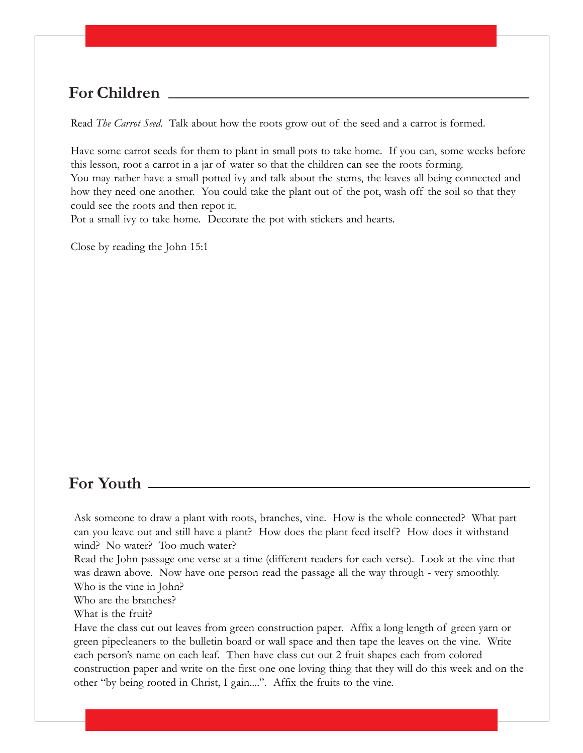## For Children

Read *The Carrot Seed*. Talk about how the roots grow out of the seed and a carrot is formed.

Have some carrot seeds for them to plant in small pots to take home. If you can, some weeks before this lesson, root a carrot in a jar of water so that the children can see the roots forming.
You may rather have a small potted ivy and talk about the stems, the leaves all being connected and how they need one another. You could take the plant out of the pot, wash off the soil so that they could see the roots and then repot it.
Pot a small ivy to take home. Decorate the pot with stickers and hearts.

Close by reading the John 15:1

## For Youth

Ask someone to draw a plant with roots, branches, vine. How is the whole connected? What part can you leave out and still have a plant? How does the plant feed itself? How does it withstand wind? No water? Too much water?
Read the John passage one verse at a time (different readers for each verse). Look at the vine that was drawn above. Now have one person read the passage all the way through - very smoothly.
Who is the vine in John?
Who are the branches?
What is the fruit?
Have the class cut out leaves from green construction paper. Affix a long length of green yarn or green pipecleaners to the bulletin board or wall space and then tape the leaves on the vine. Write each person's name on each leaf. Then have class cut out 2 fruit shapes each from colored construction paper and write on the first one one loving thing that they will do this week and on the other "by being rooted in Christ, I gain....". Affix the fruits to the vine.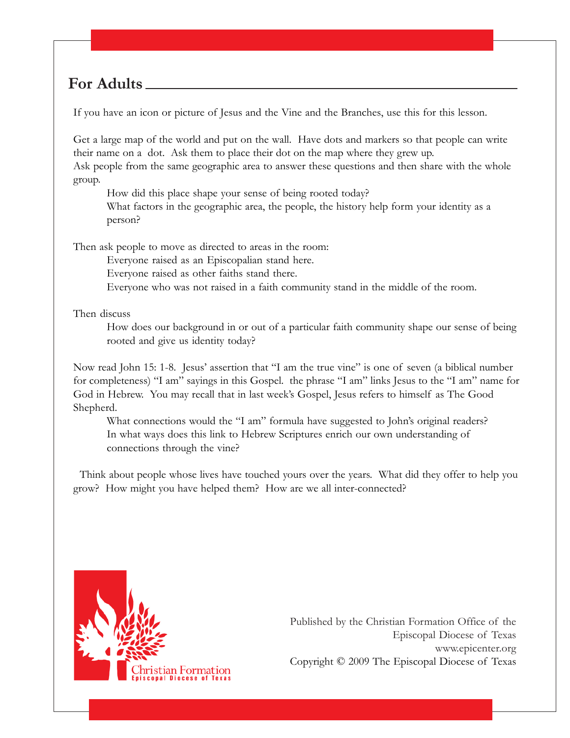## For Adults

If you have an icon or picture of Jesus and the Vine and the Branches, use this for this lesson.

Get a large map of the world and put on the wall. Have dots and markers so that people can write their name on a dot. Ask them to place their dot on the map where they grew up.
Ask people from the same geographic area to answer these questions and then share with the whole group.

> How did this place shape your sense of being rooted today?
> What factors in the geographic area, the people, the history help form your identity as a person?

Then ask people to move as directed to areas in the room:

> Everyone raised as an Episcopalian stand here.
> Everyone raised as other faiths stand there.
> Everyone who was not raised in a faith community stand in the middle of the room.

Then discuss

> How does our background in or out of a particular faith community shape our sense of being rooted and give us identity today?

Now read John 15: 1-8. Jesus' assertion that "I am the true vine" is one of seven (a biblical number for completeness) "I am" sayings in this Gospel. the phrase "I am" links Jesus to the "I am" name for God in Hebrew. You may recall that in last week's Gospel, Jesus refers to himself as The Good Shepherd.

> What connections would the "I am" formula have suggested to John's original readers?
> In what ways does this link to Hebrew Scriptures enrich our own understanding of connections through the vine?

Think about people whose lives have touched yours over the years. What did they offer to help you grow? How might you have helped them? How are we all inter-connected?

Christian Formation
Episcopal Diocese of Texas

Published by the Christian Formation Office of the Episcopal Diocese of Texas
www.epicenter.org
Copyright © 2009 The Episcopal Diocese of Texas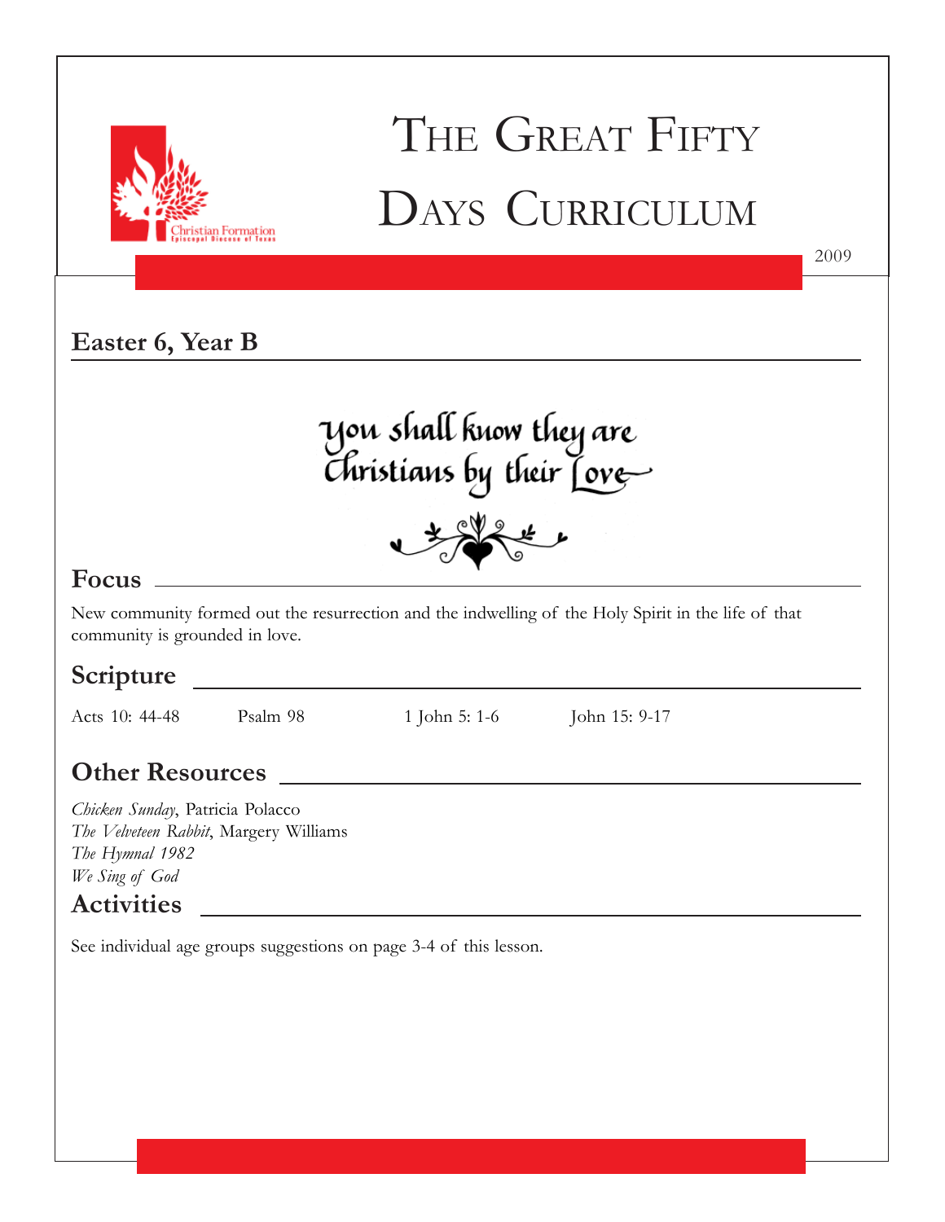# The Great Fifty Days Curriculum

2009

## Easter 6, Year B

You shall know they are Christians by their Love

## Focus

New community formed out the resurrection and the indwelling of the Holy Spirit in the life of that community is grounded in love.

## Scripture

Acts 10: 44-48 Psalm 98 1 John 5: 1-6 John 15: 9-17

## Other Resources

*Chicken Sunday*, Patricia Polacco
*The Velveteen Rabbit*, Margery Williams
*The Hymnal 1982*
*We Sing of God*

## Activities

See individual age groups suggestions on page 3-4 of this lesson.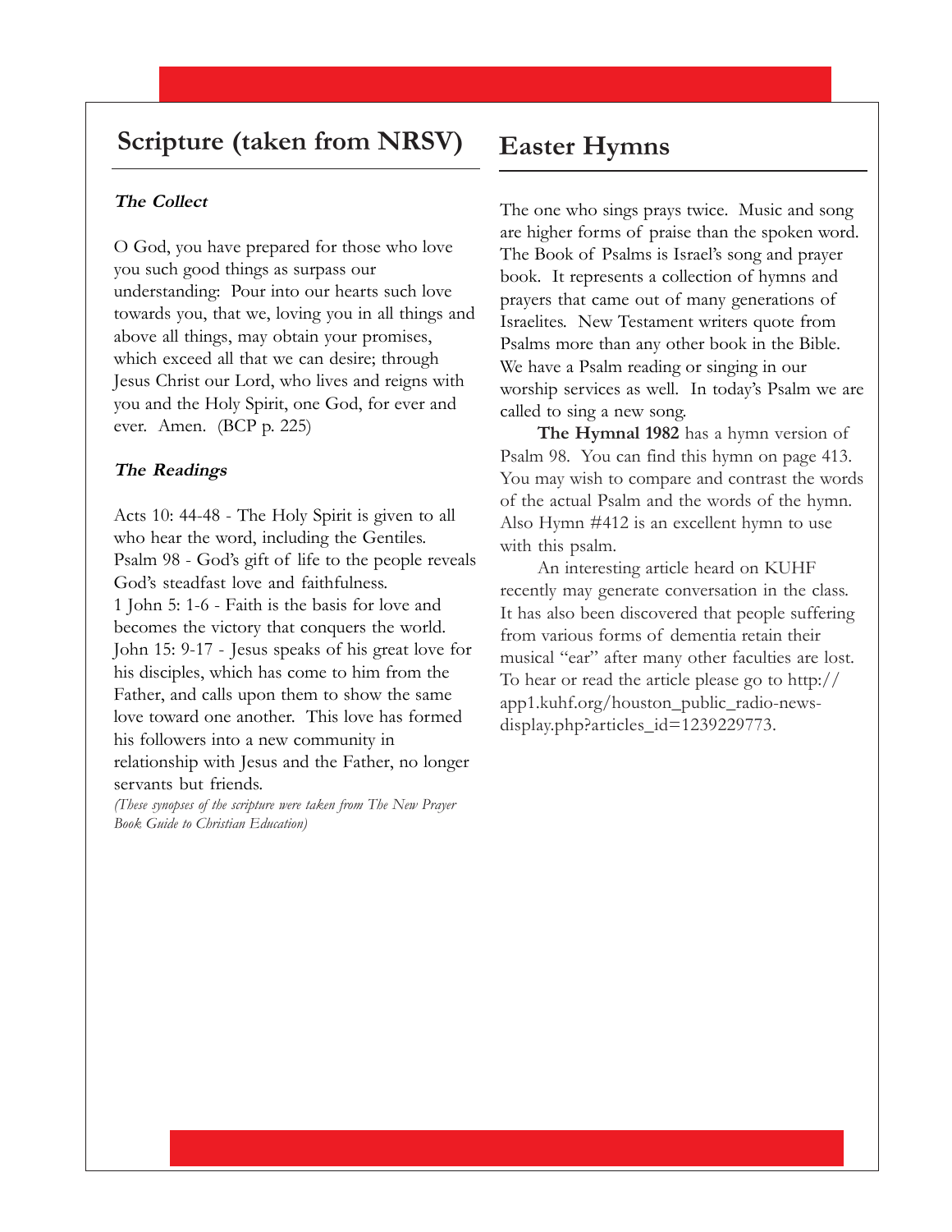## Scripture (taken from NRSV)

### *The Collect*

O God, you have prepared for those who love you such good things as surpass our understanding: Pour into our hearts such love towards you, that we, loving you in all things and above all things, may obtain your promises, which exceed all that we can desire; through Jesus Christ our Lord, who lives and reigns with you and the Holy Spirit, one God, for ever and ever. Amen. (BCP p. 225)

### *The Readings*

Acts 10: 44-48 - The Holy Spirit is given to all who hear the word, including the Gentiles.
Psalm 98 - God's gift of life to the people reveals God's steadfast love and faithfulness.
1 John 5: 1-6 - Faith is the basis for love and becomes the victory that conquers the world.
John 15: 9-17 - Jesus speaks of his great love for his disciples, which has come to him from the Father, and calls upon them to show the same love toward one another. This love has formed his followers into a new community in relationship with Jesus and the Father, no longer servants but friends.
*(These synopses of the scripture were taken from The New Prayer Book Guide to Christian Education)*

## Easter Hymns

The one who sings prays twice. Music and song are higher forms of praise than the spoken word. The Book of Psalms is Israel's song and prayer book. It represents a collection of hymns and prayers that came out of many generations of Israelites. New Testament writers quote from Psalms more than any other book in the Bible. We have a Psalm reading or singing in our worship services as well. In today's Psalm we are called to sing a new song.

**The Hymnal 1982** has a hymn version of Psalm 98. You can find this hymn on page 413. You may wish to compare and contrast the words of the actual Psalm and the words of the hymn. Also Hymn #412 is an excellent hymn to use with this psalm.

An interesting article heard on KUHF recently may generate conversation in the class. It has also been discovered that people suffering from various forms of dementia retain their musical "ear" after many other faculties are lost. To hear or read the article please go to http://app1.kuhf.org/houston_public_radio-news-display.php?articles_id=1239229773.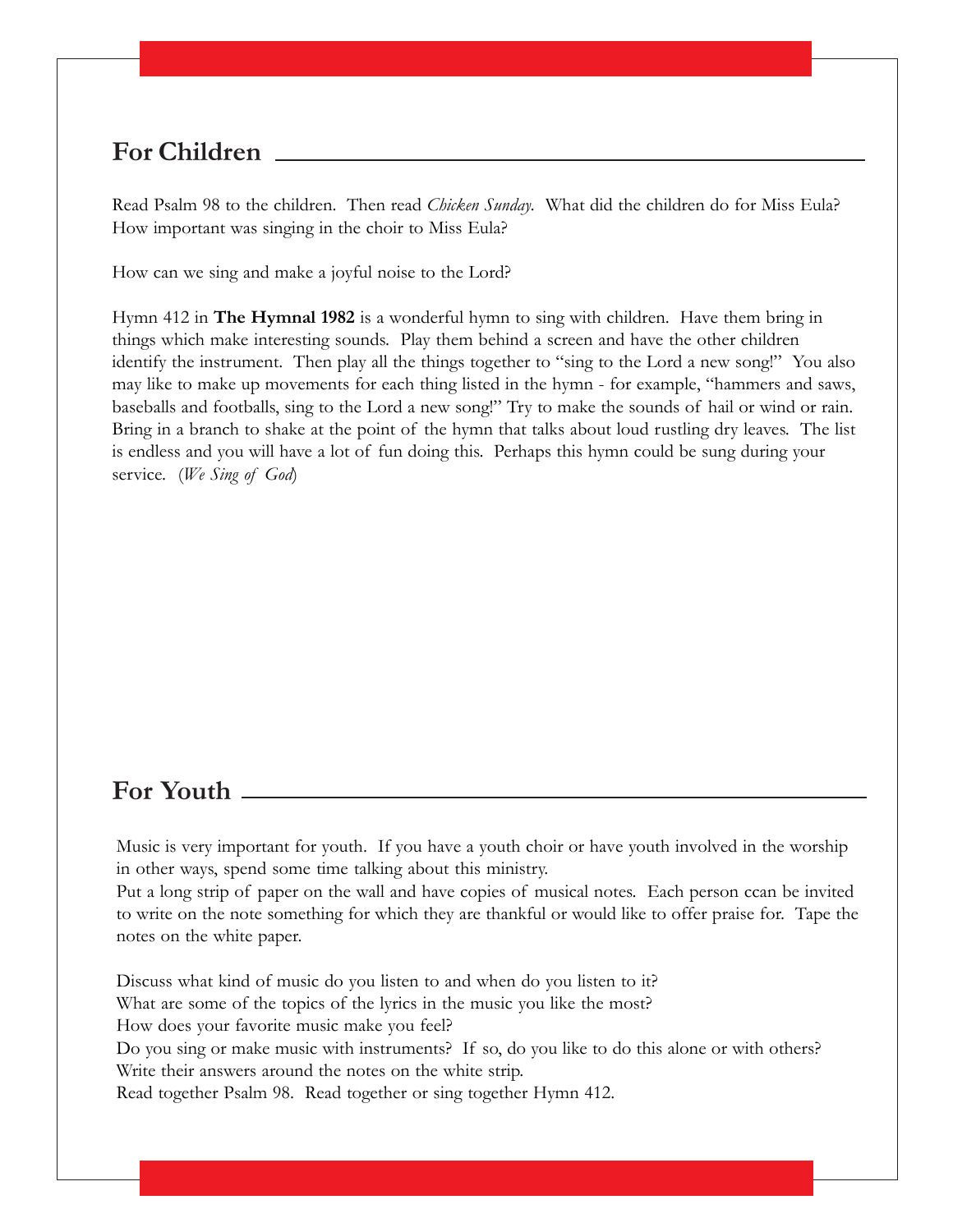## For Children

Read Psalm 98 to the children. Then read *Chicken Sunday*. What did the children do for Miss Eula? How important was singing in the choir to Miss Eula?

How can we sing and make a joyful noise to the Lord?

Hymn 412 in **The Hymnal 1982** is a wonderful hymn to sing with children. Have them bring in things which make interesting sounds. Play them behind a screen and have the other children identify the instrument. Then play all the things together to "sing to the Lord a new song!" You also may like to make up movements for each thing listed in the hymn - for example, "hammers and saws, baseballs and footballs, sing to the Lord a new song!" Try to make the sounds of hail or wind or rain. Bring in a branch to shake at the point of the hymn that talks about loud rustling dry leaves. The list is endless and you will have a lot of fun doing this. Perhaps this hymn could be sung during your service. (*We Sing of God*)

## For Youth

Music is very important for youth. If you have a youth choir or have youth involved in the worship in other ways, spend some time talking about this ministry.

Put a long strip of paper on the wall and have copies of musical notes. Each person ccan be invited to write on the note something for which they are thankful or would like to offer praise for. Tape the notes on the white paper.

Discuss what kind of music do you listen to and when do you listen to it?
What are some of the topics of the lyrics in the music you like the most?
How does your favorite music make you feel?
Do you sing or make music with instruments? If so, do you like to do this alone or with others?
Write their answers around the notes on the white strip.
Read together Psalm 98. Read together or sing together Hymn 412.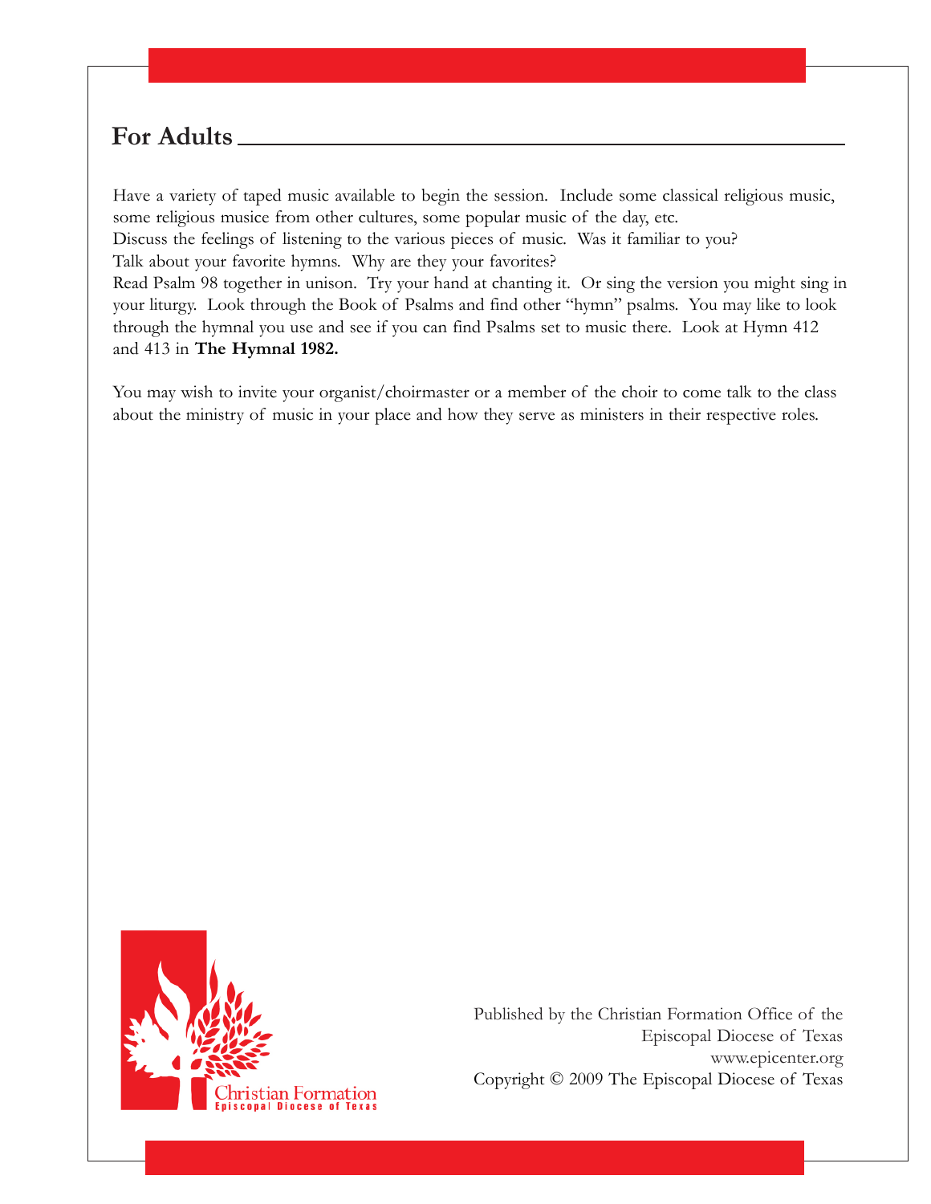## For Adults

Have a variety of taped music available to begin the session. Include some classical religious music, some religious musice from other cultures, some popular music of the day, etc.

Discuss the feelings of listening to the various pieces of music. Was it familiar to you?

Talk about your favorite hymns. Why are they your favorites?

Read Psalm 98 together in unison. Try your hand at chanting it. Or sing the version you might sing in your liturgy. Look through the Book of Psalms and find other "hymn" psalms. You may like to look through the hymnal you use and see if you can find Psalms set to music there. Look at Hymn 412 and 413 in **The Hymnal 1982.**

You may wish to invite your organist/choirmaster or a member of the choir to come talk to the class about the ministry of music in your place and how they serve as ministers in their respective roles.

Christian Formation
Episcopal Diocese of Texas

Published by the Christian Formation Office of the Episcopal Diocese of Texas
www.epicenter.org
Copyright © 2009 The Episcopal Diocese of Texas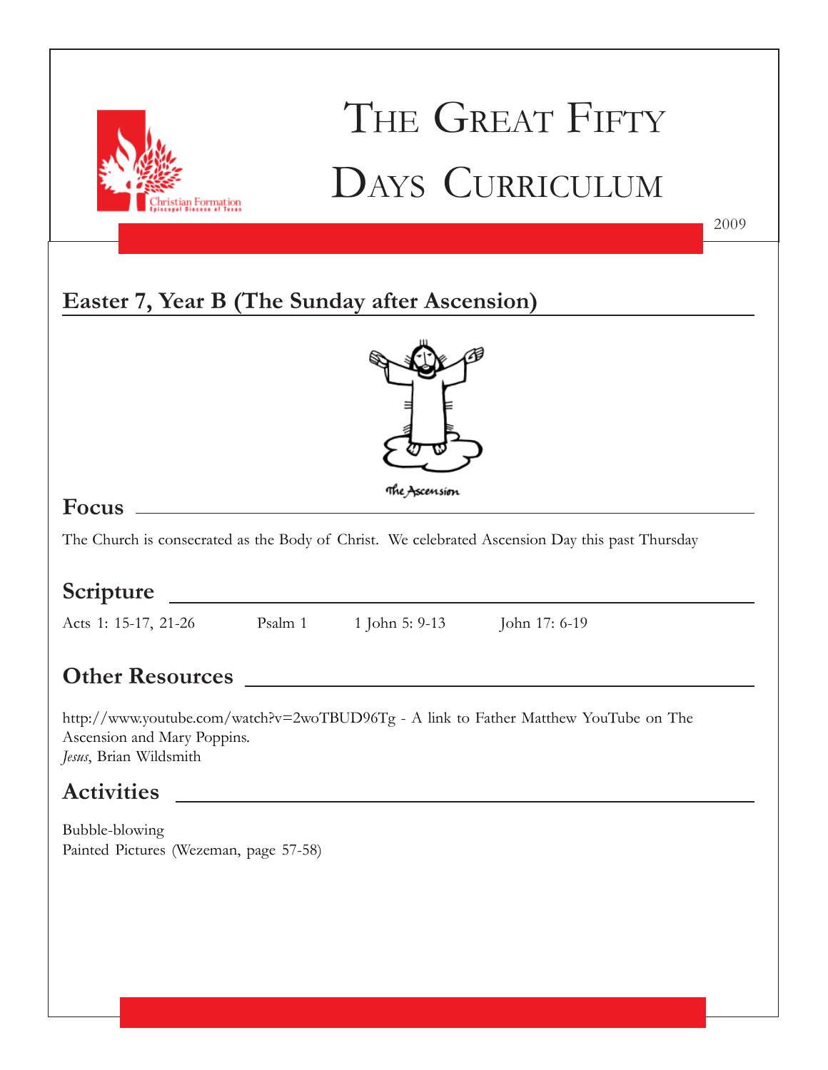# The Great Fifty Days Curriculum

2009

## Easter 7, Year B (The Sunday after Ascension)

The Ascension

## Focus

The Church is consecrated as the Body of Christ. We celebrated Ascension Day this past Thursday

## Scripture

Acts 1: 15-17, 21-26     Psalm 1     1 John 5: 9-13     John 17: 6-19

## Other Resources

http://www.youtube.com/watch?v=2woTBUD96Tg - A link to Father Matthew YouTube on The Ascension and Mary Poppins.
*Jesus*, Brian Wildsmith

## Activities

Bubble-blowing
Painted Pictures (Wezeman, page 57-58)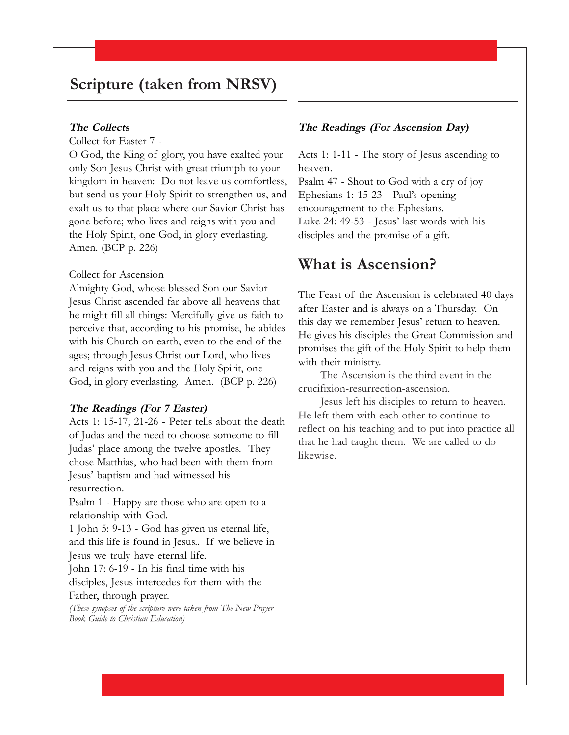## Scripture (taken from NRSV)

### *The Collects*

Collect for Easter 7 -

O God, the King of glory, you have exalted your only Son Jesus Christ with great triumph to your kingdom in heaven: Do not leave us comfortless, but send us your Holy Spirit to strengthen us, and exalt us to that place where our Savior Christ has gone before; who lives and reigns with you and the Holy Spirit, one God, in glory everlasting. Amen. (BCP p. 226)

Collect for Ascension

Almighty God, whose blessed Son our Savior Jesus Christ ascended far above all heavens that he might fill all things: Mercifully give us faith to perceive that, according to his promise, he abides with his Church on earth, even to the end of the ages; through Jesus Christ our Lord, who lives and reigns with you and the Holy Spirit, one God, in glory everlasting. Amen. (BCP p. 226)

### *The Readings (For 7 Easter)*

Acts 1: 15-17; 21-26 - Peter tells about the death of Judas and the need to choose someone to fill Judas' place among the twelve apostles. They chose Matthias, who had been with them from Jesus' baptism and had witnessed his resurrection.

Psalm 1 - Happy are those who are open to a relationship with God.

1 John 5: 9-13 - God has given us eternal life, and this life is found in Jesus.. If we believe in Jesus we truly have eternal life.

John 17: 6-19 - In his final time with his disciples, Jesus intercedes for them with the Father, through prayer.

*(These synopses of the scripture were taken from The New Prayer Book Guide to Christian Education)*

### *The Readings (For Ascension Day)*

Acts 1: 1-11 - The story of Jesus ascending to heaven.

Psalm 47 - Shout to God with a cry of joy

Ephesians 1: 15-23 - Paul's opening encouragement to the Ephesians.

Luke 24: 49-53 - Jesus' last words with his disciples and the promise of a gift.

## What is Ascension?

The Feast of the Ascension is celebrated 40 days after Easter and is always on a Thursday. On this day we remember Jesus' return to heaven. He gives his disciples the Great Commission and promises the gift of the Holy Spirit to help them with their ministry.

The Ascension is the third event in the crucifixion-resurrection-ascension.

Jesus left his disciples to return to heaven. He left them with each other to continue to reflect on his teaching and to put into practice all that he had taught them. We are called to do likewise.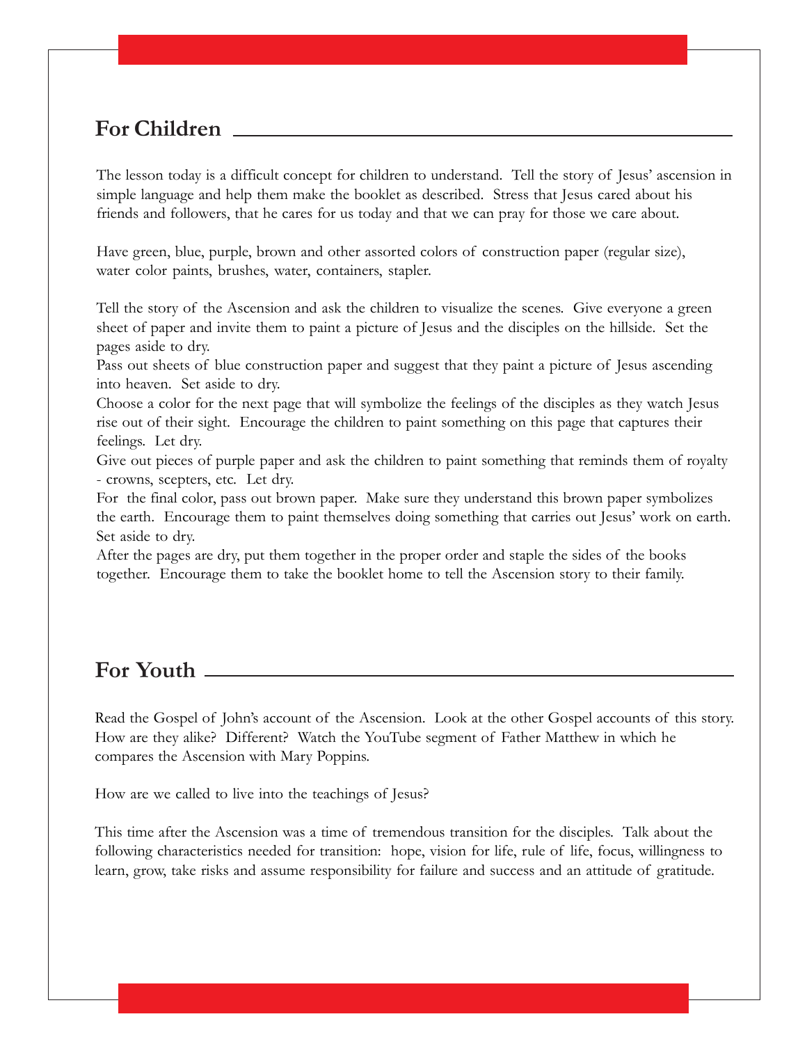## For Children

The lesson today is a difficult concept for children to understand. Tell the story of Jesus' ascension in simple language and help them make the booklet as described. Stress that Jesus cared about his friends and followers, that he cares for us today and that we can pray for those we care about.

Have green, blue, purple, brown and other assorted colors of construction paper (regular size), water color paints, brushes, water, containers, stapler.

Tell the story of the Ascension and ask the children to visualize the scenes. Give everyone a green sheet of paper and invite them to paint a picture of Jesus and the disciples on the hillside. Set the pages aside to dry.
Pass out sheets of blue construction paper and suggest that they paint a picture of Jesus ascending into heaven. Set aside to dry.
Choose a color for the next page that will symbolize the feelings of the disciples as they watch Jesus rise out of their sight. Encourage the children to paint something on this page that captures their feelings. Let dry.
Give out pieces of purple paper and ask the children to paint something that reminds them of royalty - crowns, scepters, etc. Let dry.
For the final color, pass out brown paper. Make sure they understand this brown paper symbolizes the earth. Encourage them to paint themselves doing something that carries out Jesus' work on earth. Set aside to dry.
After the pages are dry, put them together in the proper order and staple the sides of the books together. Encourage them to take the booklet home to tell the Ascension story to their family.

## For Youth

Read the Gospel of John's account of the Ascension. Look at the other Gospel accounts of this story. How are they alike? Different? Watch the YouTube segment of Father Matthew in which he compares the Ascension with Mary Poppins.

How are we called to live into the teachings of Jesus?

This time after the Ascension was a time of tremendous transition for the disciples. Talk about the following characteristics needed for transition: hope, vision for life, rule of life, focus, willingness to learn, grow, take risks and assume responsibility for failure and success and an attitude of gratitude.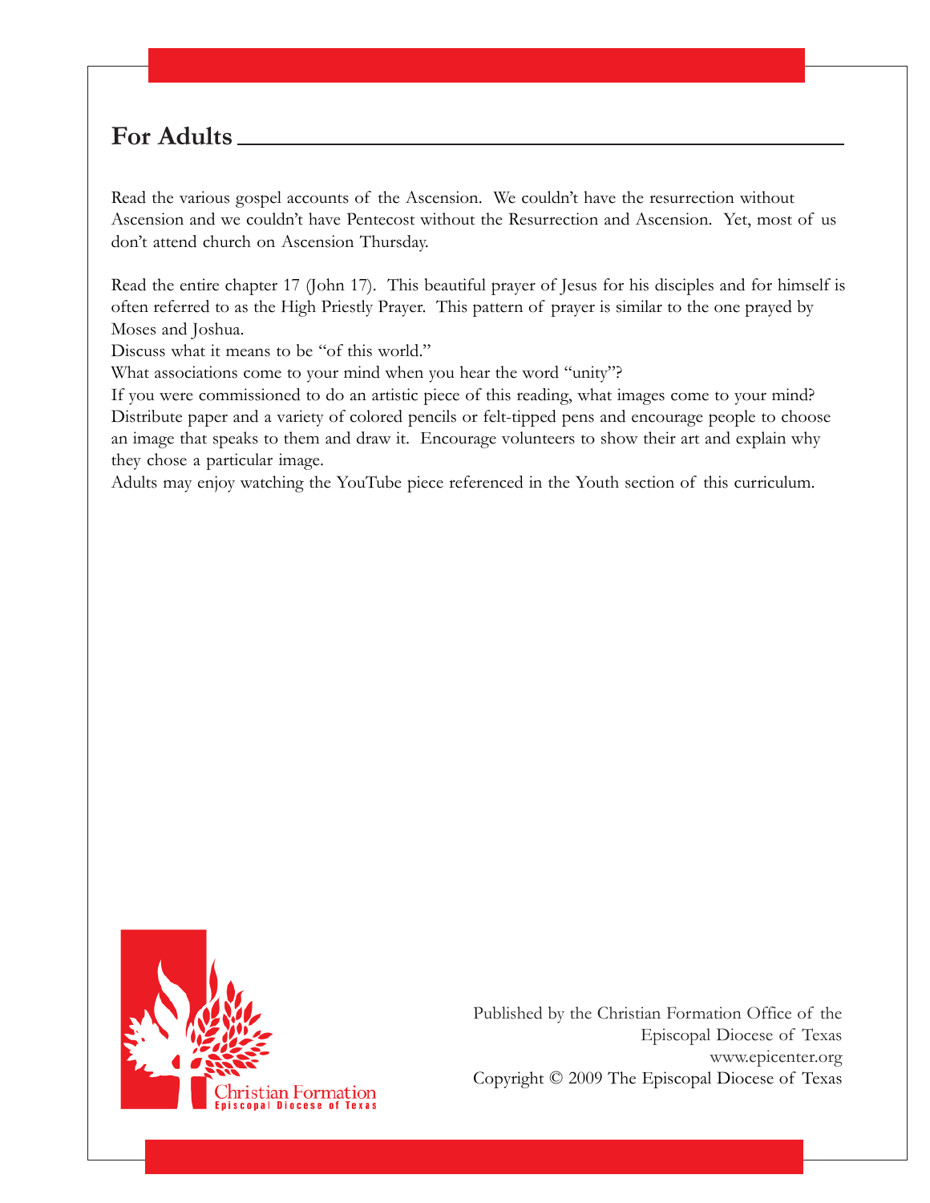## For Adults

Read the various gospel accounts of the Ascension. We couldn't have the resurrection without Ascension and we couldn't have Pentecost without the Resurrection and Ascension. Yet, most of us don't attend church on Ascension Thursday.

Read the entire chapter 17 (John 17). This beautiful prayer of Jesus for his disciples and for himself is often referred to as the High Priestly Prayer. This pattern of prayer is similar to the one prayed by Moses and Joshua.

Discuss what it means to be "of this world."

What associations come to your mind when you hear the word "unity"?

If you were commissioned to do an artistic piece of this reading, what images come to your mind? Distribute paper and a variety of colored pencils or felt-tipped pens and encourage people to choose an image that speaks to them and draw it. Encourage volunteers to show their art and explain why they chose a particular image.

Adults may enjoy watching the YouTube piece referenced in the Youth section of this curriculum.

Christian Formation
Episcopal Diocese of Texas

Published by the Christian Formation Office of the
Episcopal Diocese of Texas
www.epicenter.org
Copyright © 2009 The Episcopal Diocese of Texas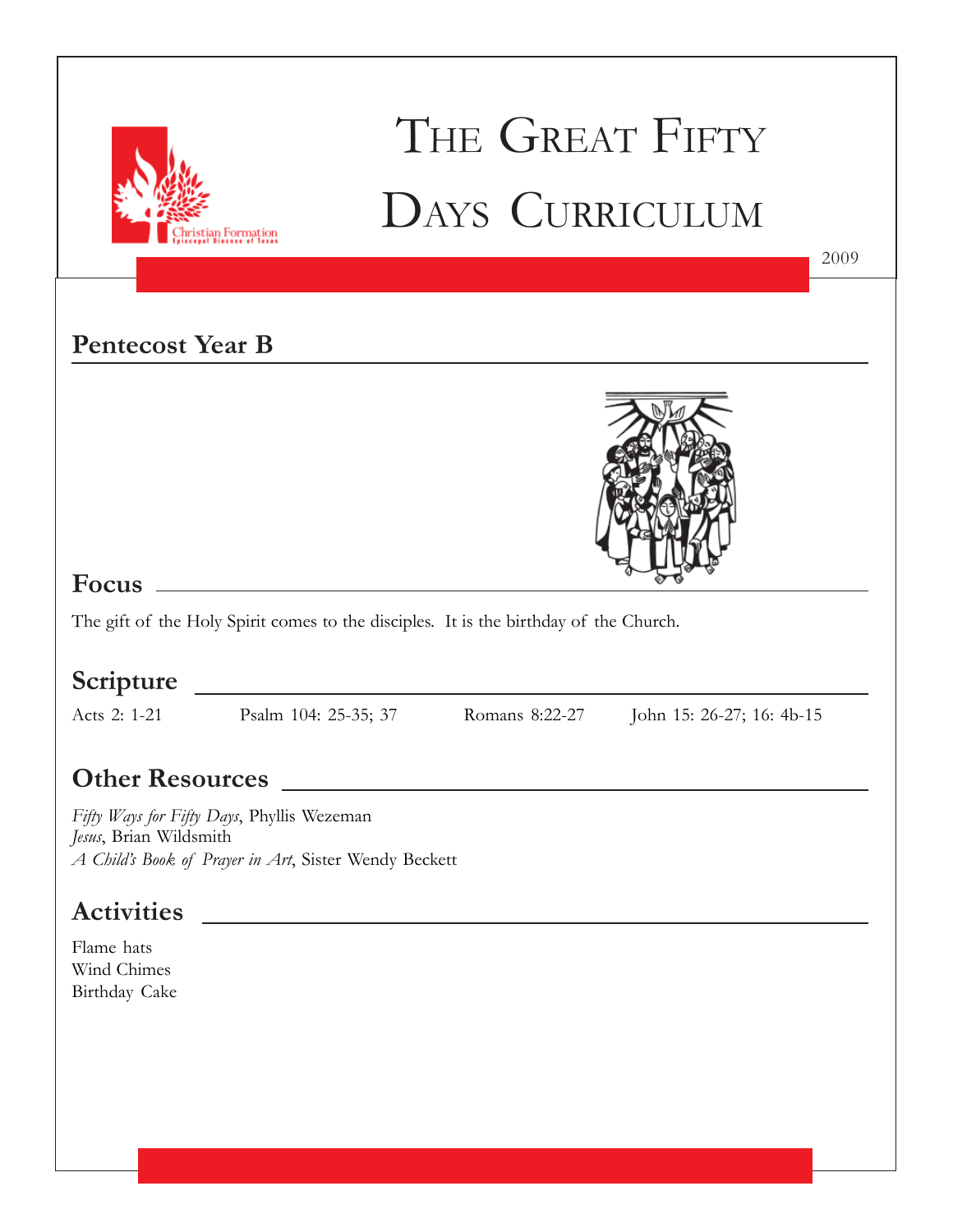# The Great Fifty Days Curriculum

2009

## Pentecost Year B

## Focus

The gift of the Holy Spirit comes to the disciples. It is the birthday of the Church.

## Scripture

Acts 2: 1-21 Psalm 104: 25-35; 37 Romans 8:22-27 John 15: 26-27; 16: 4b-15

## Other Resources

*Fifty Ways for Fifty Days*, Phyllis Wezeman
*Jesus*, Brian Wildsmith
*A Child's Book of Prayer in Art*, Sister Wendy Beckett

## Activities

Flame hats
Wind Chimes
Birthday Cake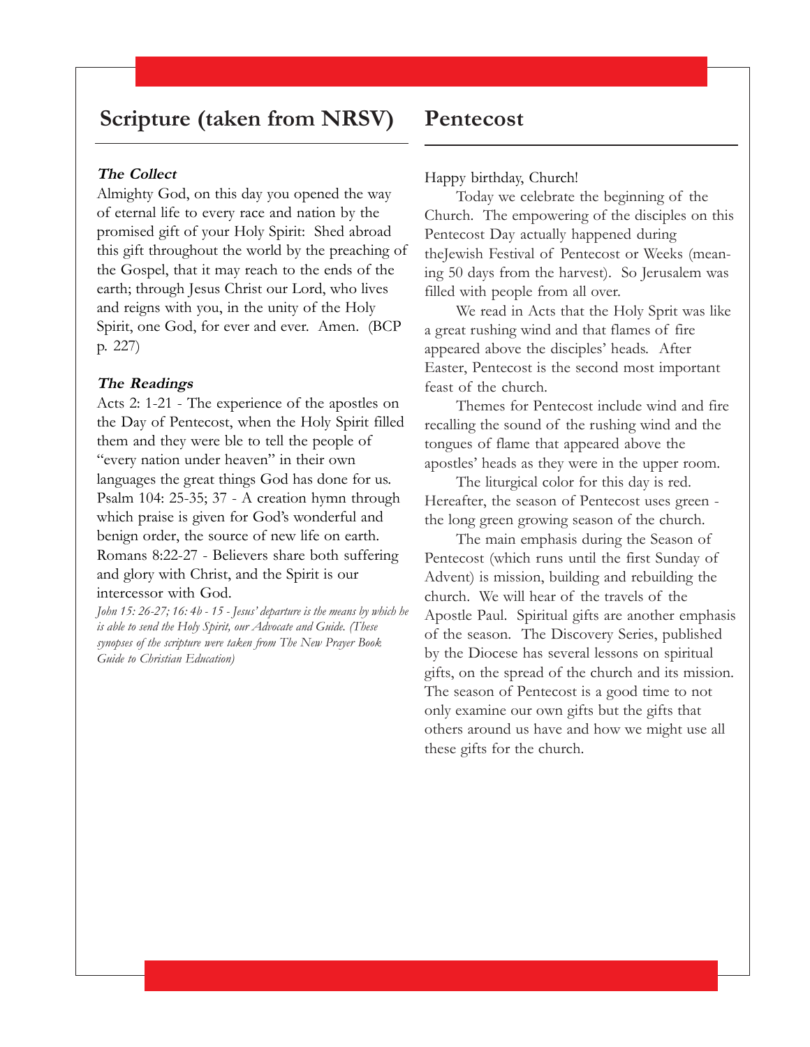## Scripture (taken from NRSV)

***The Collect***

Almighty God, on this day you opened the way of eternal life to every race and nation by the promised gift of your Holy Spirit: Shed abroad this gift throughout the world by the preaching of the Gospel, that it may reach to the ends of the earth; through Jesus Christ our Lord, who lives and reigns with you, in the unity of the Holy Spirit, one God, for ever and ever. Amen. (BCP p. 227)

***The Readings***

Acts 2: 1-21 - The experience of the apostles on the Day of Pentecost, when the Holy Spirit filled them and they were ble to tell the people of "every nation under heaven" in their own languages the great things God has done for us.
Psalm 104: 25-35; 37 - A creation hymn through which praise is given for God's wonderful and benign order, the source of new life on earth.
Romans 8:22-27 - Believers share both suffering and glory with Christ, and the Spirit is our intercessor with God.
*John 15: 26-27; 16: 4b - 15 - Jesus' departure is the means by which he is able to send the Holy Spirit, our Advocate and Guide. (These synopses of the scripture were taken from The New Prayer Book Guide to Christian Education)*

## Pentecost

Happy birthday, Church!

Today we celebrate the beginning of the Church. The empowering of the disciples on this Pentecost Day actually happened during theJewish Festival of Pentecost or Weeks (meaning 50 days from the harvest). So Jerusalem was filled with people from all over.

We read in Acts that the Holy Sprit was like a great rushing wind and that flames of fire appeared above the disciples' heads. After Easter, Pentecost is the second most important feast of the church.

Themes for Pentecost include wind and fire recalling the sound of the rushing wind and the tongues of flame that appeared above the apostles' heads as they were in the upper room.

The liturgical color for this day is red. Hereafter, the season of Pentecost uses green - the long green growing season of the church.

The main emphasis during the Season of Pentecost (which runs until the first Sunday of Advent) is mission, building and rebuilding the church. We will hear of the travels of the Apostle Paul. Spiritual gifts are another emphasis of the season. The Discovery Series, published by the Diocese has several lessons on spiritual gifts, on the spread of the church and its mission. The season of Pentecost is a good time to not only examine our own gifts but the gifts that others around us have and how we might use all these gifts for the church.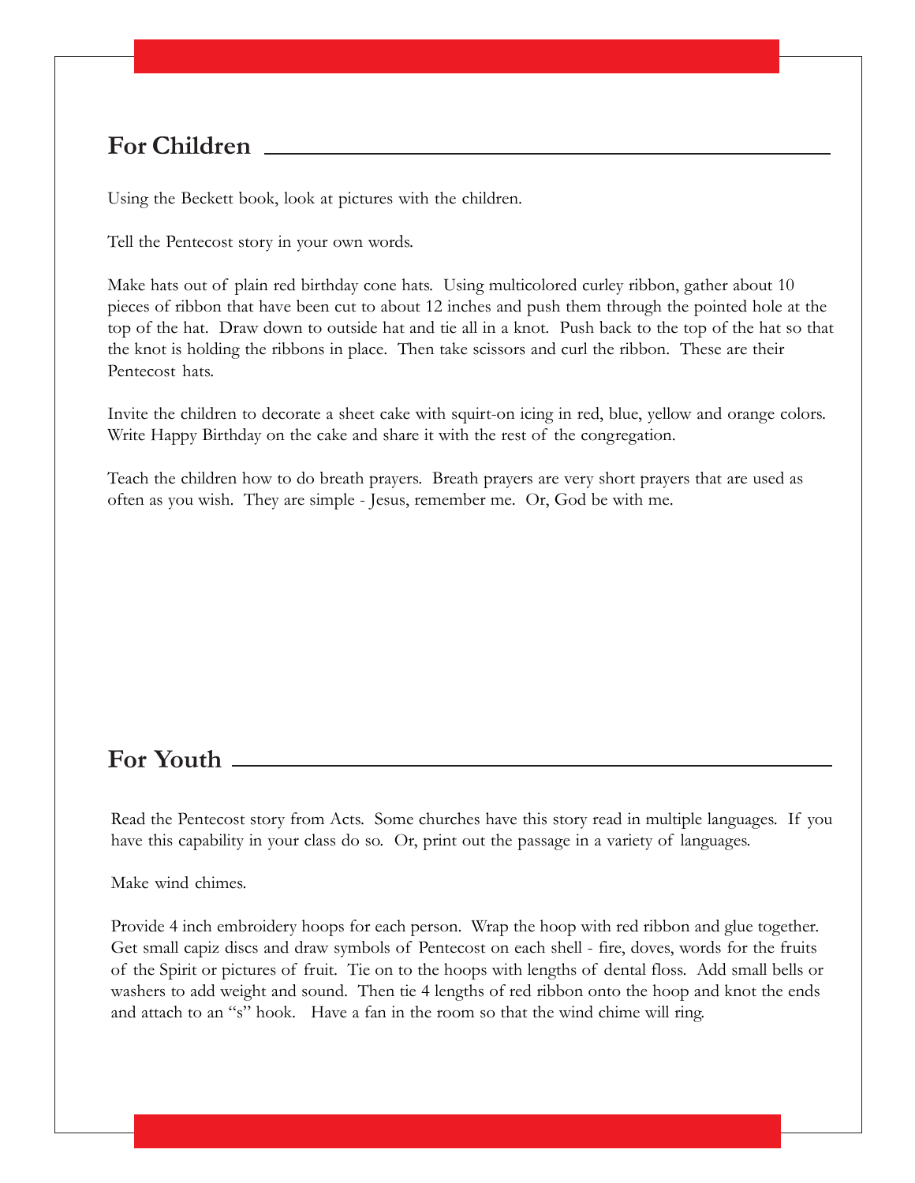## For Children

Using the Beckett book, look at pictures with the children.

Tell the Pentecost story in your own words.

Make hats out of plain red birthday cone hats. Using multicolored curley ribbon, gather about 10 pieces of ribbon that have been cut to about 12 inches and push them through the pointed hole at the top of the hat. Draw down to outside hat and tie all in a knot. Push back to the top of the hat so that the knot is holding the ribbons in place. Then take scissors and curl the ribbon. These are their Pentecost hats.

Invite the children to decorate a sheet cake with squirt-on icing in red, blue, yellow and orange colors. Write Happy Birthday on the cake and share it with the rest of the congregation.

Teach the children how to do breath prayers. Breath prayers are very short prayers that are used as often as you wish. They are simple - Jesus, remember me. Or, God be with me.

## For Youth

Read the Pentecost story from Acts. Some churches have this story read in multiple languages. If you have this capability in your class do so. Or, print out the passage in a variety of languages.

Make wind chimes.

Provide 4 inch embroidery hoops for each person. Wrap the hoop with red ribbon and glue together. Get small capiz discs and draw symbols of Pentecost on each shell - fire, doves, words for the fruits of the Spirit or pictures of fruit. Tie on to the hoops with lengths of dental floss. Add small bells or washers to add weight and sound. Then tie 4 lengths of red ribbon onto the hoop and knot the ends and attach to an "s" hook. Have a fan in the room so that the wind chime will ring.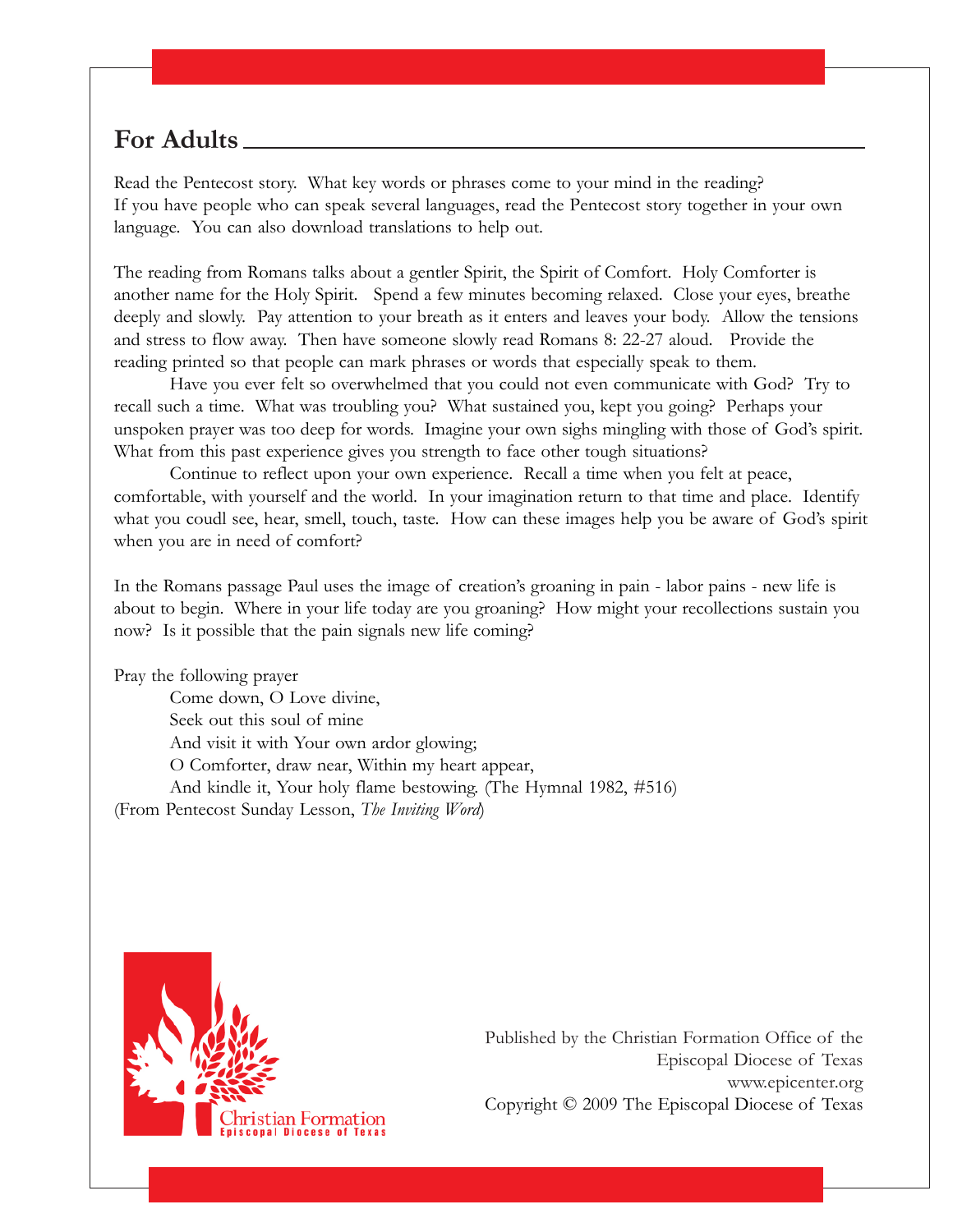## For Adults

Read the Pentecost story. What key words or phrases come to your mind in the reading? If you have people who can speak several languages, read the Pentecost story together in your own language. You can also download translations to help out.

The reading from Romans talks about a gentler Spirit, the Spirit of Comfort. Holy Comforter is another name for the Holy Spirit. Spend a few minutes becoming relaxed. Close your eyes, breathe deeply and slowly. Pay attention to your breath as it enters and leaves your body. Allow the tensions and stress to flow away. Then have someone slowly read Romans 8: 22-27 aloud. Provide the reading printed so that people can mark phrases or words that especially speak to them.

Have you ever felt so overwhelmed that you could not even communicate with God? Try to recall such a time. What was troubling you? What sustained you, kept you going? Perhaps your unspoken prayer was too deep for words. Imagine your own sighs mingling with those of God's spirit. What from this past experience gives you strength to face other tough situations?

Continue to reflect upon your own experience. Recall a time when you felt at peace, comfortable, with yourself and the world. In your imagination return to that time and place. Identify what you coudl see, hear, smell, touch, taste. How can these images help you be aware of God's spirit when you are in need of comfort?

In the Romans passage Paul uses the image of creation's groaning in pain - labor pains - new life is about to begin. Where in your life today are you groaning? How might your recollections sustain you now? Is it possible that the pain signals new life coming?

Pray the following prayer

> Come down, O Love divine,
> Seek out this soul of mine
> And visit it with Your own ardor glowing;
> O Comforter, draw near, Within my heart appear,
> And kindle it, Your holy flame bestowing. (The Hymnal 1982, #516)

(From Pentecost Sunday Lesson, *The Inviting Word*)

Christian Formation
Episcopal Diocese of Texas

Published by the Christian Formation Office of the Episcopal Diocese of Texas
www.epicenter.org
Copyright © 2009 The Episcopal Diocese of Texas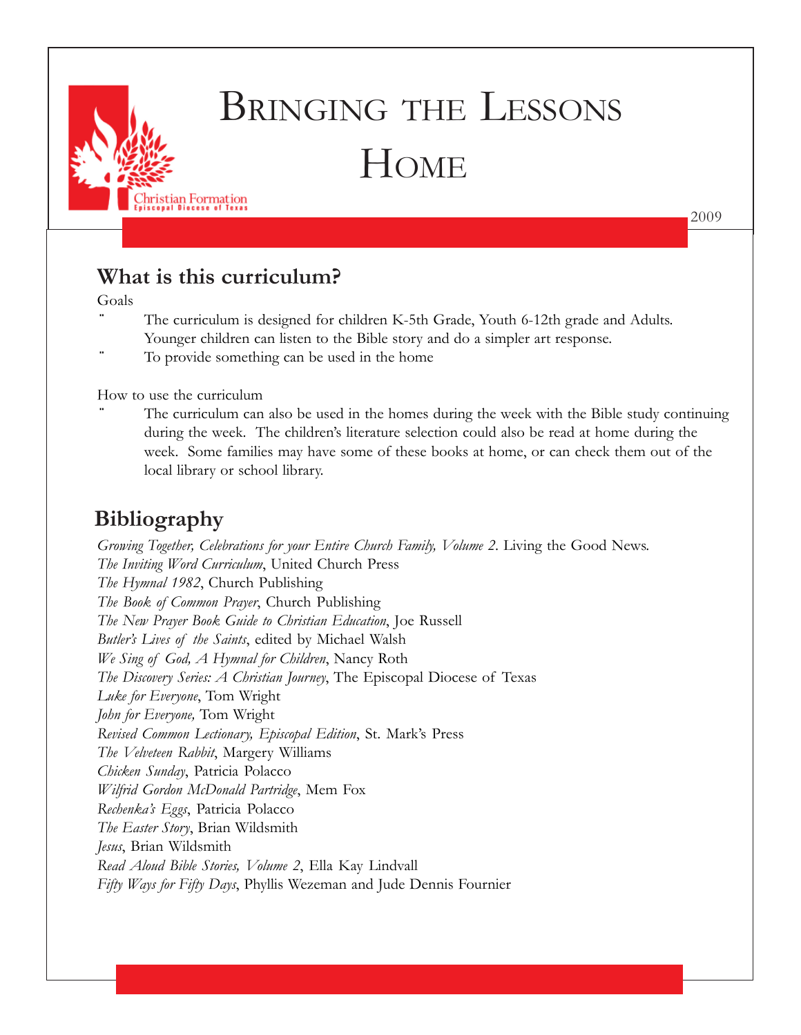# Bringing the Lessons Home

Christian Formation
Episcopal Diocese of Texas

2009

## What is this curriculum?

Goals

- The curriculum is designed for children K-5th Grade, Youth 6-12th grade and Adults. Younger children can listen to the Bible story and do a simpler art response.
- To provide something can be used in the home

How to use the curriculum

- The curriculum can also be used in the homes during the week with the Bible study continuing during the week. The children's literature selection could also be read at home during the week. Some families may have some of these books at home, or can check them out of the local library or school library.

## Bibliography

*Growing Together, Celebrations for your Entire Church Family, Volume 2*. Living the Good News.
*The Inviting Word Curriculum*, United Church Press
*The Hymnal 1982*, Church Publishing
*The Book of Common Prayer*, Church Publishing
*The New Prayer Book Guide to Christian Education*, Joe Russell
*Butler's Lives of the Saints*, edited by Michael Walsh
*We Sing of God, A Hymnal for Children*, Nancy Roth
*The Discovery Series: A Christian Journey*, The Episcopal Diocese of Texas
*Luke for Everyone*, Tom Wright
*John for Everyone,* Tom Wright
*Revised Common Lectionary, Episcopal Edition*, St. Mark's Press
*The Velveteen Rabbit*, Margery Williams
*Chicken Sunday*, Patricia Polacco
*Wilfrid Gordon McDonald Partridge*, Mem Fox
*Rechenka's Eggs*, Patricia Polacco
*The Easter Story*, Brian Wildsmith
*Jesus*, Brian Wildsmith
*Read Aloud Bible Stories, Volume 2*, Ella Kay Lindvall
*Fifty Ways for Fifty Days*, Phyllis Wezeman and Jude Dennis Fournier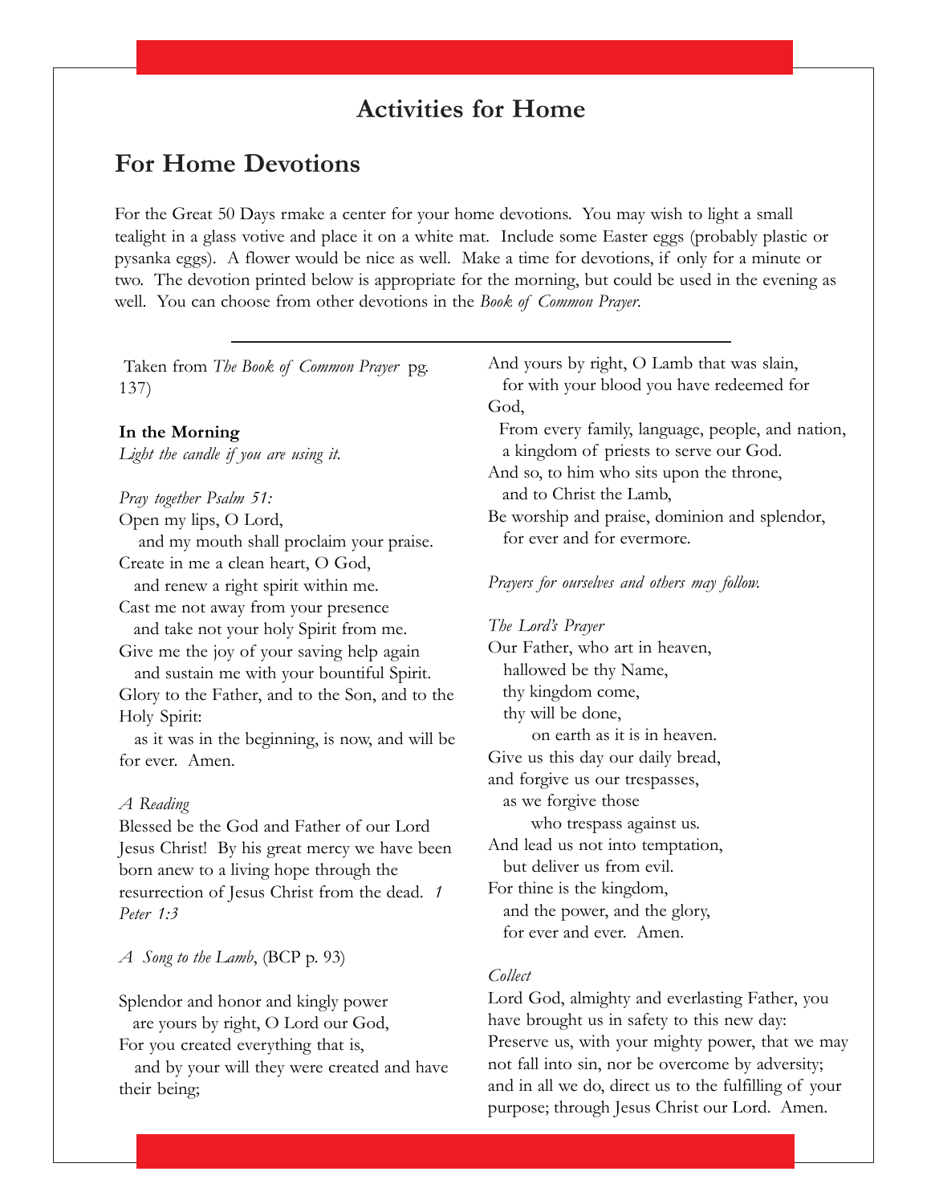# Activities for Home

## For Home Devotions

For the Great 50 Days rmake a center for your home devotions. You may wish to light a small tealight in a glass votive and place it on a white mat. Include some Easter eggs (probably plastic or pysanka eggs). A flower would be nice as well. Make a time for devotions, if only for a minute or two. The devotion printed below is appropriate for the morning, but could be used in the evening as well. You can choose from other devotions in the *Book of Common Prayer*.

---

Taken from *The Book of Common Prayer* pg. 137)

**In the Morning**
*Light the candle if you are using it.*

*Pray together Psalm 51:*
Open my lips, O Lord,
and my mouth shall proclaim your praise.
Create in me a clean heart, O God,
and renew a right spirit within me.
Cast me not away from your presence
and take not your holy Spirit from me.
Give me the joy of your saving help again
and sustain me with your bountiful Spirit.
Glory to the Father, and to the Son, and to the Holy Spirit:
as it was in the beginning, is now, and will be for ever. Amen.

*A Reading*
Blessed be the God and Father of our Lord Jesus Christ! By his great mercy we have been born anew to a living hope through the resurrection of Jesus Christ from the dead. *1 Peter 1:3*

*A Song to the Lamb*, (BCP p. 93)

Splendor and honor and kingly power
are yours by right, O Lord our God,
For you created everything that is,
and by your will they were created and have their being;

And yours by right, O Lamb that was slain,
for with your blood you have redeemed for God,
From every family, language, people, and nation,
a kingdom of priests to serve our God.
And so, to him who sits upon the throne,
and to Christ the Lamb,
Be worship and praise, dominion and splendor,
for ever and for evermore.

*Prayers for ourselves and others may follow.*

*The Lord's Prayer*
Our Father, who art in heaven,
hallowed be thy Name,
thy kingdom come,
thy will be done,
on earth as it is in heaven.
Give us this day our daily bread,
and forgive us our trespasses,
as we forgive those
who trespass against us.
And lead us not into temptation,
but deliver us from evil.
For thine is the kingdom,
and the power, and the glory,
for ever and ever. Amen.

*Collect*
Lord God, almighty and everlasting Father, you have brought us in safety to this new day: Preserve us, with your mighty power, that we may not fall into sin, nor be overcome by adversity; and in all we do, direct us to the fulfilling of your purpose; through Jesus Christ our Lord. Amen.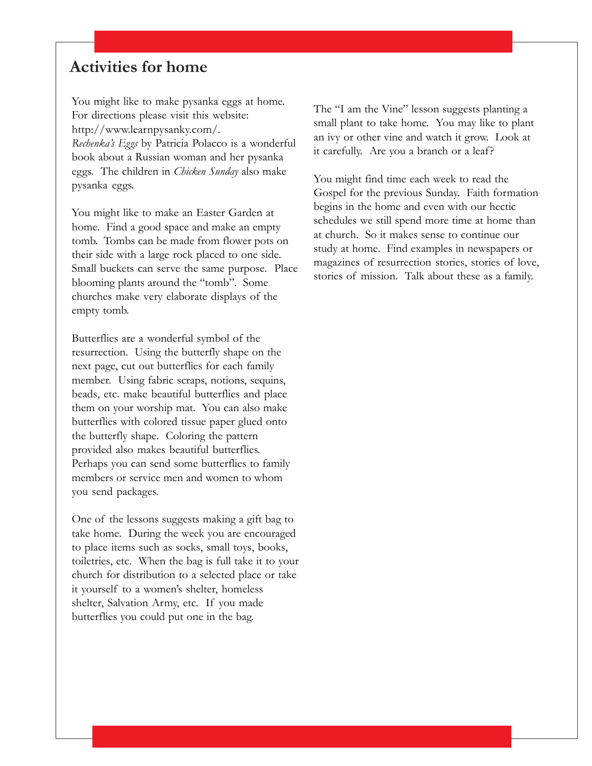## Activities for home

You might like to make pysanka eggs at home. For directions please visit this website: http://www.learnpysanky.com/. *Rechenka's Eggs* by Patricia Polacco is a wonderful book about a Russian woman and her pysanka eggs. The children in *Chicken Sunday* also make pysanka eggs.

You might like to make an Easter Garden at home. Find a good space and make an empty tomb. Tombs can be made from flower pots on their side with a large rock placed to one side. Small buckets can serve the same purpose. Place blooming plants around the "tomb". Some churches make very elaborate displays of the empty tomb.

Butterflies are a wonderful symbol of the resurrection. Using the butterfly shape on the next page, cut out butterflies for each family member. Using fabric scraps, notions, sequins, beads, etc. make beautiful butterflies and place them on your worship mat. You can also make butterflies with colored tissue paper glued onto the butterfly shape. Coloring the pattern provided also makes beautiful butterflies. Perhaps you can send some butterflies to family members or service men and women to whom you send packages.

One of the lessons suggests making a gift bag to take home. During the week you are encouraged to place items such as socks, small toys, books, toiletries, etc. When the bag is full take it to your church for distribution to a selected place or take it yourself to a women's shelter, homeless shelter, Salvation Army, etc. If you made butterflies you could put one in the bag.

The "I am the Vine" lesson suggests planting a small plant to take home. You may like to plant an ivy or other vine and watch it grow. Look at it carefully. Are you a branch or a leaf?

You might find time each week to read the Gospel for the previous Sunday. Faith formation begins in the home and even with our hectic schedules we still spend more time at home than at church. So it makes sense to continue our study at home. Find examples in newspapers or magazines of resurrection stories, stories of love, stories of mission. Talk about these as a family.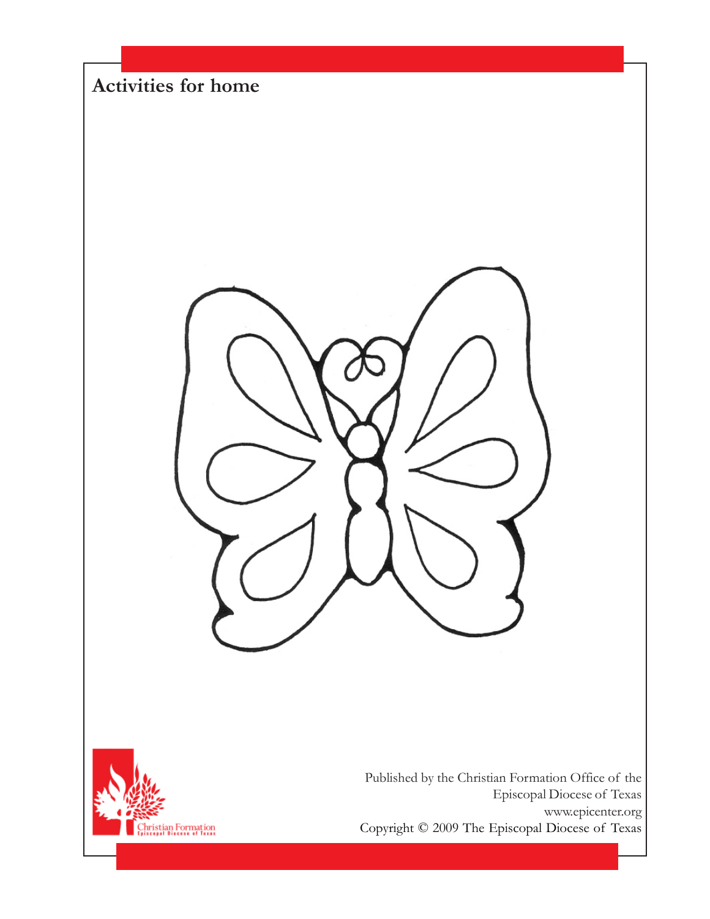# Activities for home

Published by the Christian Formation Office of the Episcopal Diocese of Texas
www.epicenter.org
Copyright © 2009 The Episcopal Diocese of Texas